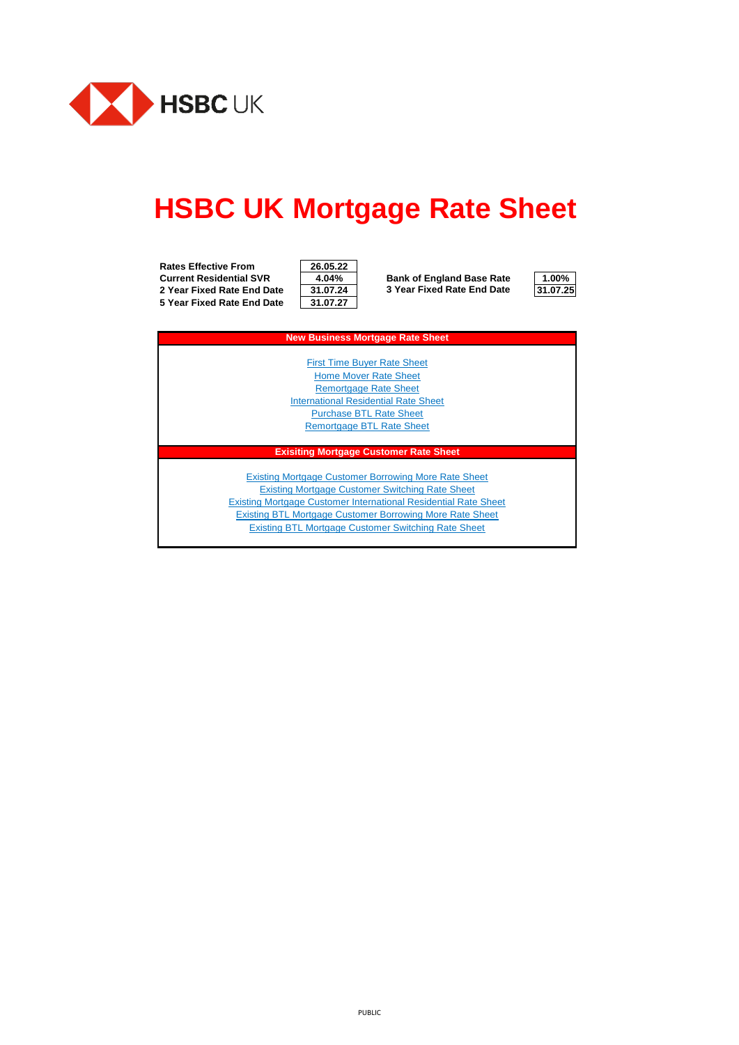HSBC UK

# HSBC UK Mortgage Rate Sheet

| | | | |
|---|---|---|---|
| **Rates Effective From** | **26.05.22** | | |
| **Current Residential SVR** | **4.04%** | **Bank of England Base Rate** | **1.00%** |
| **2 Year Fixed Rate End Date** | **31.07.24** | **3 Year Fixed Rate End Date** | **31.07.25** |
| **5 Year Fixed Rate End Date** | **31.07.27** | | |

## New Business Mortgage Rate Sheet

First Time Buyer Rate Sheet
Home Mover Rate Sheet
Remortgage Rate Sheet
International Residential Rate Sheet
Purchase BTL Rate Sheet
Remortgage BTL Rate Sheet

## Exisiting Mortgage Customer Rate Sheet

Existing Mortgage Customer Borrowing More Rate Sheet
Existing Mortgage Customer Switching Rate Sheet
Existing Mortgage Customer International Residential Rate Sheet
Existing BTL Mortgage Customer Borrowing More Rate Sheet
Existing BTL Mortgage Customer Switching Rate Sheet

PUBLIC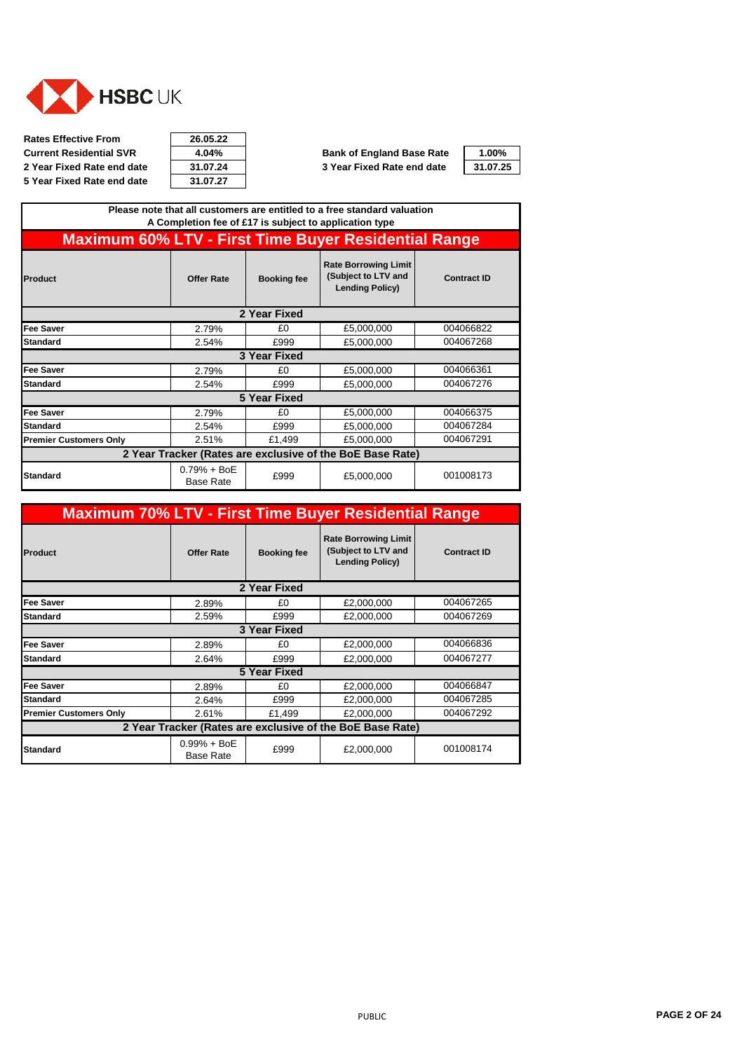HSBC UK

| | |
|---|---|
| **Rates Effective From** | **26.05.22** |
| **Current Residential SVR** | **4.04%** |
| **2 Year Fixed Rate end date** | **31.07.24** |
| **5 Year Fixed Rate end date** | **31.07.27** |
| **Bank of England Base Rate** | **1.00%** |
| **3 Year Fixed Rate end date** | **31.07.25** |

**Please note that all customers are entitled to a free standard valuation**
**A Completion fee of £17 is subject to application type**

## Maximum 60% LTV - First Time Buyer Residential Range

| Product | Offer Rate | Booking fee | Rate Borrowing Limit (Subject to LTV and Lending Policy) | Contract ID |
|---|---|---|---|---|
| **2 Year Fixed** | | | | |
| **Fee Saver** | 2.79% | £0 | £5,000,000 | 004066822 |
| **Standard** | 2.54% | £999 | £5,000,000 | 004067268 |
| **3 Year Fixed** | | | | |
| **Fee Saver** | 2.79% | £0 | £5,000,000 | 004066361 |
| **Standard** | 2.54% | £999 | £5,000,000 | 004067276 |
| **5 Year Fixed** | | | | |
| **Fee Saver** | 2.79% | £0 | £5,000,000 | 004066375 |
| **Standard** | 2.54% | £999 | £5,000,000 | 004067284 |
| **Premier Customers Only** | 2.51% | £1,499 | £5,000,000 | 004067291 |
| **2 Year Tracker (Rates are exclusive of the BoE Base Rate)** | | | | |
| **Standard** | 0.79% + BoE Base Rate | £999 | £5,000,000 | 001008173 |

## Maximum 70% LTV - First Time Buyer Residential Range

| Product | Offer Rate | Booking fee | Rate Borrowing Limit (Subject to LTV and Lending Policy) | Contract ID |
|---|---|---|---|---|
| **2 Year Fixed** | | | | |
| **Fee Saver** | 2.89% | £0 | £2,000,000 | 004067265 |
| **Standard** | 2.59% | £999 | £2,000,000 | 004067269 |
| **3 Year Fixed** | | | | |
| **Fee Saver** | 2.89% | £0 | £2,000,000 | 004066836 |
| **Standard** | 2.64% | £999 | £2,000,000 | 004067277 |
| **5 Year Fixed** | | | | |
| **Fee Saver** | 2.89% | £0 | £2,000,000 | 004066847 |
| **Standard** | 2.64% | £999 | £2,000,000 | 004067285 |
| **Premier Customers Only** | 2.61% | £1,499 | £2,000,000 | 004067292 |
| **2 Year Tracker (Rates are exclusive of the BoE Base Rate)** | | | | |
| **Standard** | 0.99% + BoE Base Rate | £999 | £2,000,000 | 001008174 |

PUBLIC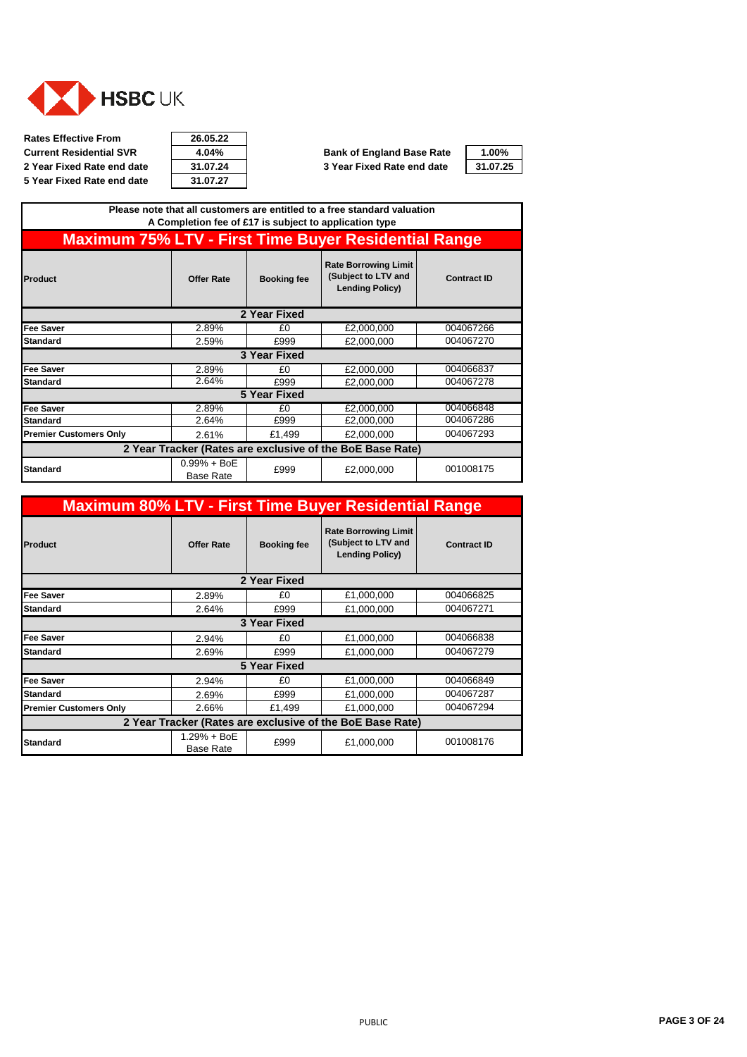HSBC UK

| | | | |
|---|---|---|---|
| **Rates Effective From** | **26.05.22** | | |
| **Current Residential SVR** | **4.04%** | **Bank of England Base Rate** | **1.00%** |
| **2 Year Fixed Rate end date** | **31.07.24** | **3 Year Fixed Rate end date** | **31.07.25** |
| **5 Year Fixed Rate end date** | **31.07.27** | | |

**Please note that all customers are entitled to a free standard valuation**
**A Completion fee of £17 is subject to application type**

## Maximum 75% LTV - First Time Buyer Residential Range

| Product | Offer Rate | Booking fee | Rate Borrowing Limit (Subject to LTV and Lending Policy) | Contract ID |
|---|---|---|---|---|
| **2 Year Fixed** | | | | |
| **Fee Saver** | 2.89% | £0 | £2,000,000 | 004067266 |
| **Standard** | 2.59% | £999 | £2,000,000 | 004067270 |
| **3 Year Fixed** | | | | |
| **Fee Saver** | 2.89% | £0 | £2,000,000 | 004066837 |
| **Standard** | 2.64% | £999 | £2,000,000 | 004067278 |
| **5 Year Fixed** | | | | |
| **Fee Saver** | 2.89% | £0 | £2,000,000 | 004066848 |
| **Standard** | 2.64% | £999 | £2,000,000 | 004067286 |
| **Premier Customers Only** | 2.61% | £1,499 | £2,000,000 | 004067293 |
| **2 Year Tracker (Rates are exclusive of the BoE Base Rate)** | | | | |
| **Standard** | 0.99% + BoE Base Rate | £999 | £2,000,000 | 001008175 |

## Maximum 80% LTV - First Time Buyer Residential Range

| Product | Offer Rate | Booking fee | Rate Borrowing Limit (Subject to LTV and Lending Policy) | Contract ID |
|---|---|---|---|---|
| **2 Year Fixed** | | | | |
| **Fee Saver** | 2.89% | £0 | £1,000,000 | 004066825 |
| **Standard** | 2.64% | £999 | £1,000,000 | 004067271 |
| **3 Year Fixed** | | | | |
| **Fee Saver** | 2.94% | £0 | £1,000,000 | 004066838 |
| **Standard** | 2.69% | £999 | £1,000,000 | 004067279 |
| **5 Year Fixed** | | | | |
| **Fee Saver** | 2.94% | £0 | £1,000,000 | 004066849 |
| **Standard** | 2.69% | £999 | £1,000,000 | 004067287 |
| **Premier Customers Only** | 2.66% | £1,499 | £1,000,000 | 004067294 |
| **2 Year Tracker (Rates are exclusive of the BoE Base Rate)** | | | | |
| **Standard** | 1.29% + BoE Base Rate | £999 | £1,000,000 | 001008176 |

PUBLIC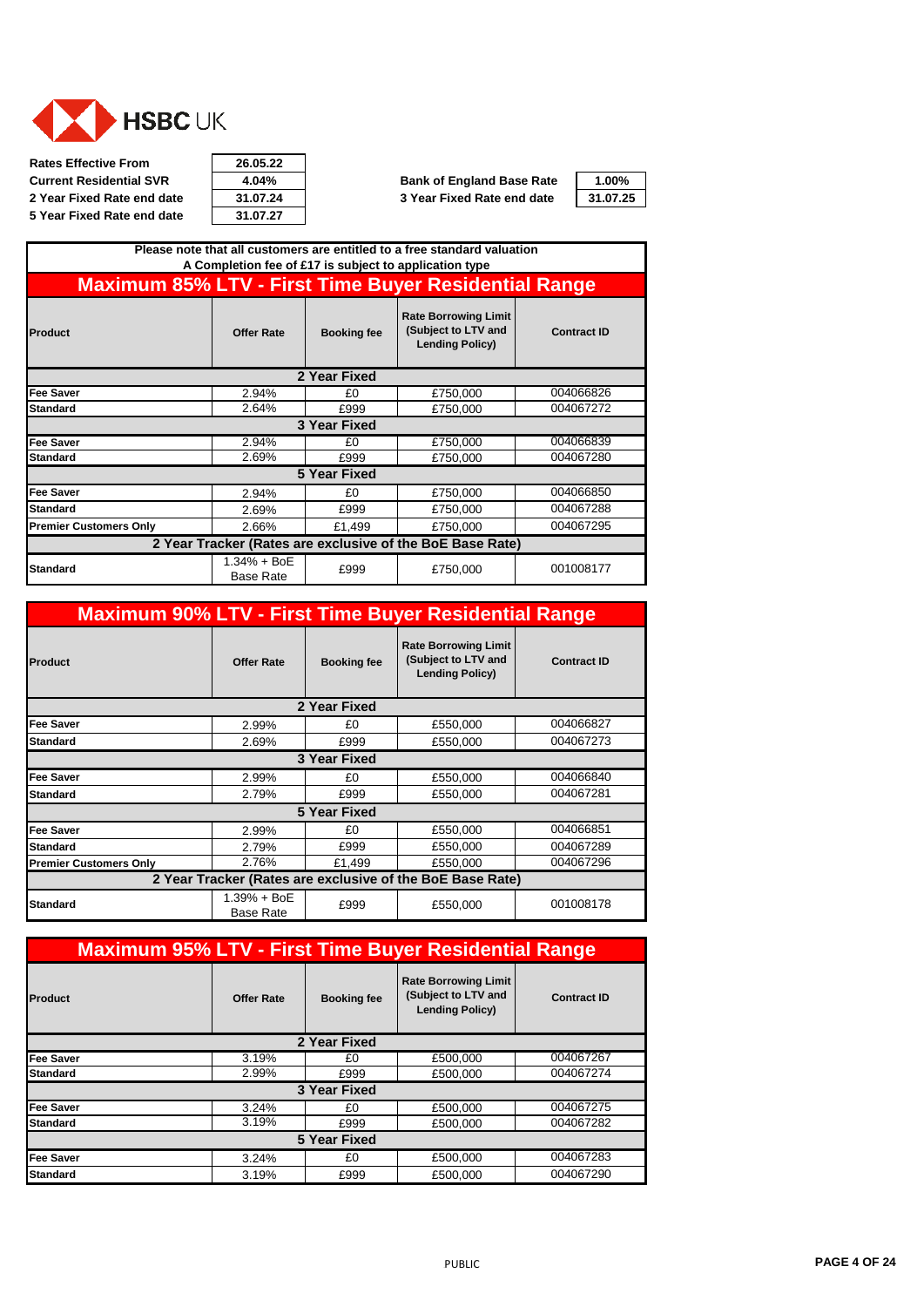HSBC UK

| | |
|---|---|
| Rates Effective From | 26.05.22 |
| Current Residential SVR | 4.04% |
| 2 Year Fixed Rate end date | 31.07.24 |
| 5 Year Fixed Rate end date | 31.07.27 |

| | |
|---|---|
| Bank of England Base Rate | 1.00% |
| 3 Year Fixed Rate end date | 31.07.25 |

Please note that all customers are entitled to a free standard valuation
A Completion fee of £17 is subject to application type

## Maximum 85% LTV - First Time Buyer Residential Range

| Product | Offer Rate | Booking fee | Rate Borrowing Limit (Subject to LTV and Lending Policy) | Contract ID |
|---|---|---|---|---|
| **2 Year Fixed** | | | | |
| Fee Saver | 2.94% | £0 | £750,000 | 004066826 |
| Standard | 2.64% | £999 | £750,000 | 004067272 |
| **3 Year Fixed** | | | | |
| Fee Saver | 2.94% | £0 | £750,000 | 004066839 |
| Standard | 2.69% | £999 | £750,000 | 004067280 |
| **5 Year Fixed** | | | | |
| Fee Saver | 2.94% | £0 | £750,000 | 004066850 |
| Standard | 2.69% | £999 | £750,000 | 004067288 |
| Premier Customers Only | 2.66% | £1,499 | £750,000 | 004067295 |
| **2 Year Tracker (Rates are exclusive of the BoE Base Rate)** | | | | |
| Standard | 1.34% + BoE Base Rate | £999 | £750,000 | 001008177 |

## Maximum 90% LTV - First Time Buyer Residential Range

| Product | Offer Rate | Booking fee | Rate Borrowing Limit (Subject to LTV and Lending Policy) | Contract ID |
|---|---|---|---|---|
| **2 Year Fixed** | | | | |
| Fee Saver | 2.99% | £0 | £550,000 | 004066827 |
| Standard | 2.69% | £999 | £550,000 | 004067273 |
| **3 Year Fixed** | | | | |
| Fee Saver | 2.99% | £0 | £550,000 | 004066840 |
| Standard | 2.79% | £999 | £550,000 | 004067281 |
| **5 Year Fixed** | | | | |
| Fee Saver | 2.99% | £0 | £550,000 | 004066851 |
| Standard | 2.79% | £999 | £550,000 | 004067289 |
| Premier Customers Only | 2.76% | £1,499 | £550,000 | 004067296 |
| **2 Year Tracker (Rates are exclusive of the BoE Base Rate)** | | | | |
| Standard | 1.39% + BoE Base Rate | £999 | £550,000 | 001008178 |

## Maximum 95% LTV - First Time Buyer Residential Range

| Product | Offer Rate | Booking fee | Rate Borrowing Limit (Subject to LTV and Lending Policy) | Contract ID |
|---|---|---|---|---|
| **2 Year Fixed** | | | | |
| Fee Saver | 3.19% | £0 | £500,000 | 004067267 |
| Standard | 2.99% | £999 | £500,000 | 004067274 |
| **3 Year Fixed** | | | | |
| Fee Saver | 3.24% | £0 | £500,000 | 004067275 |
| Standard | 3.19% | £999 | £500,000 | 004067282 |
| **5 Year Fixed** | | | | |
| Fee Saver | 3.24% | £0 | £500,000 | 004067283 |
| Standard | 3.19% | £999 | £500,000 | 004067290 |

PUBLIC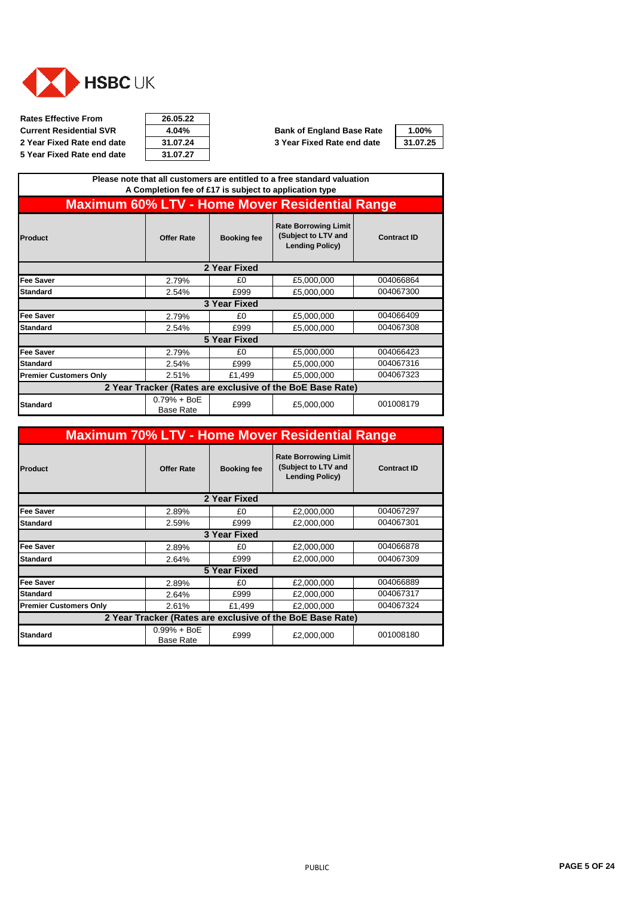HSBC UK

| Rates Effective From | 26.05.22 | | |
|---|---|---|---|
| Current Residential SVR | 4.04% | Bank of England Base Rate | 1.00% |
| 2 Year Fixed Rate end date | 31.07.24 | 3 Year Fixed Rate end date | 31.07.25 |
| 5 Year Fixed Rate end date | 31.07.27 | | |

**Please note that all customers are entitled to a free standard valuation**
**A Completion fee of £17 is subject to application type**

## Maximum 60% LTV - Home Mover Residential Range

| Product | Offer Rate | Booking fee | Rate Borrowing Limit (Subject to LTV and Lending Policy) | Contract ID |
|---|---|---|---|---|
| **2 Year Fixed** | | | | |
| Fee Saver | 2.79% | £0 | £5,000,000 | 004066864 |
| Standard | 2.54% | £999 | £5,000,000 | 004067300 |
| **3 Year Fixed** | | | | |
| Fee Saver | 2.79% | £0 | £5,000,000 | 004066409 |
| Standard | 2.54% | £999 | £5,000,000 | 004067308 |
| **5 Year Fixed** | | | | |
| Fee Saver | 2.79% | £0 | £5,000,000 | 004066423 |
| Standard | 2.54% | £999 | £5,000,000 | 004067316 |
| Premier Customers Only | 2.51% | £1,499 | £5,000,000 | 004067323 |
| **2 Year Tracker (Rates are exclusive of the BoE Base Rate)** | | | | |
| Standard | 0.79% + BoE Base Rate | £999 | £5,000,000 | 001008179 |

## Maximum 70% LTV - Home Mover Residential Range

| Product | Offer Rate | Booking fee | Rate Borrowing Limit (Subject to LTV and Lending Policy) | Contract ID |
|---|---|---|---|---|
| **2 Year Fixed** | | | | |
| Fee Saver | 2.89% | £0 | £2,000,000 | 004067297 |
| Standard | 2.59% | £999 | £2,000,000 | 004067301 |
| **3 Year Fixed** | | | | |
| Fee Saver | 2.89% | £0 | £2,000,000 | 004066878 |
| Standard | 2.64% | £999 | £2,000,000 | 004067309 |
| **5 Year Fixed** | | | | |
| Fee Saver | 2.89% | £0 | £2,000,000 | 004066889 |
| Standard | 2.64% | £999 | £2,000,000 | 004067317 |
| Premier Customers Only | 2.61% | £1,499 | £2,000,000 | 004067324 |
| **2 Year Tracker (Rates are exclusive of the BoE Base Rate)** | | | | |
| Standard | 0.99% + BoE Base Rate | £999 | £2,000,000 | 001008180 |

PUBLIC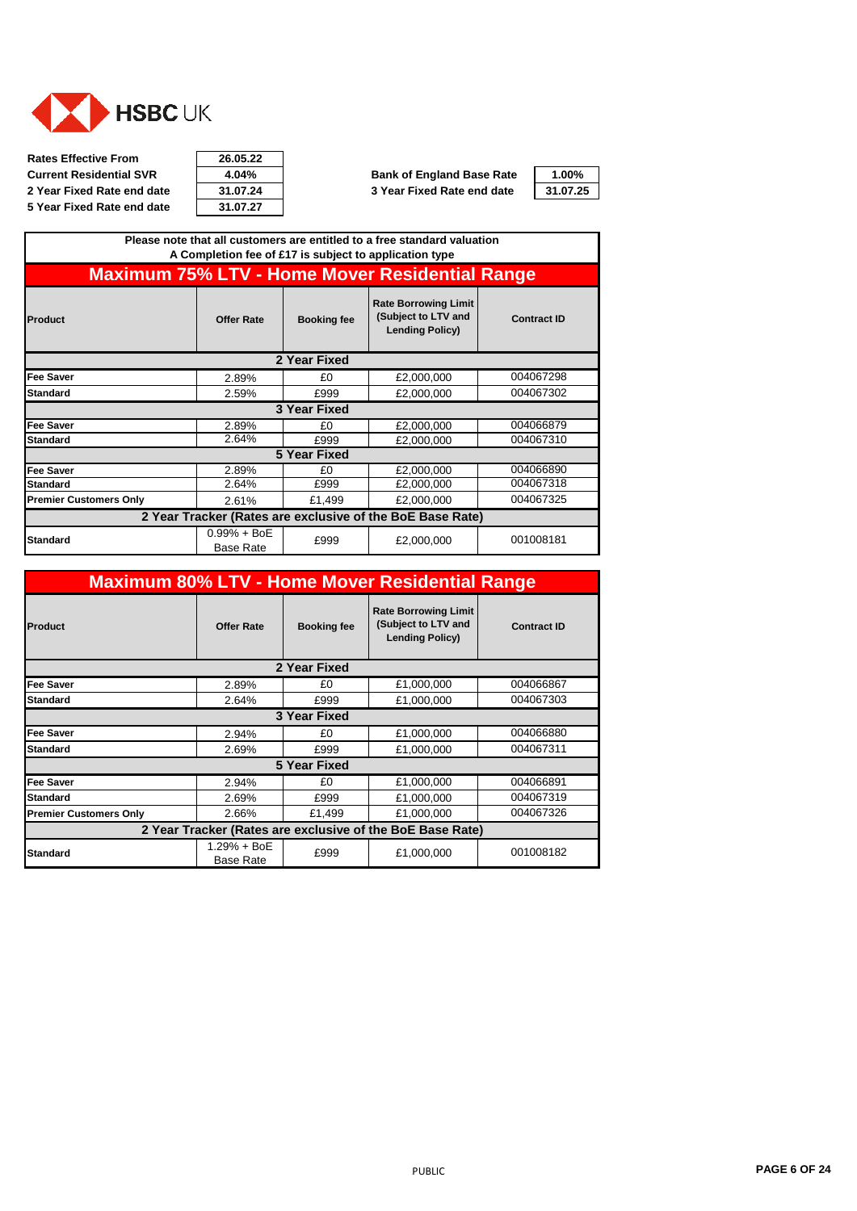HSBC UK

| Rates Effective From | 26.05.22 |
|---|---|
| Current Residential SVR | 4.04% |
| 2 Year Fixed Rate end date | 31.07.24 |
| 5 Year Fixed Rate end date | 31.07.27 |

| Bank of England Base Rate | 1.00% |
|---|---|
| 3 Year Fixed Rate end date | 31.07.25 |

Please note that all customers are entitled to a free standard valuation
A Completion fee of £17 is subject to application type

## Maximum 75% LTV - Home Mover Residential Range

| Product | Offer Rate | Booking fee | Rate Borrowing Limit (Subject to LTV and Lending Policy) | Contract ID |
|---|---|---|---|---|
| **2 Year Fixed** | | | | |
| Fee Saver | 2.89% | £0 | £2,000,000 | 004067298 |
| Standard | 2.59% | £999 | £2,000,000 | 004067302 |
| **3 Year Fixed** | | | | |
| Fee Saver | 2.89% | £0 | £2,000,000 | 004066879 |
| Standard | 2.64% | £999 | £2,000,000 | 004067310 |
| **5 Year Fixed** | | | | |
| Fee Saver | 2.89% | £0 | £2,000,000 | 004066890 |
| Standard | 2.64% | £999 | £2,000,000 | 004067318 |
| Premier Customers Only | 2.61% | £1,499 | £2,000,000 | 004067325 |
| **2 Year Tracker (Rates are exclusive of the BoE Base Rate)** | | | | |
| Standard | 0.99% + BoE Base Rate | £999 | £2,000,000 | 001008181 |

## Maximum 80% LTV - Home Mover Residential Range

| Product | Offer Rate | Booking fee | Rate Borrowing Limit (Subject to LTV and Lending Policy) | Contract ID |
|---|---|---|---|---|
| **2 Year Fixed** | | | | |
| Fee Saver | 2.89% | £0 | £1,000,000 | 004066867 |
| Standard | 2.64% | £999 | £1,000,000 | 004067303 |
| **3 Year Fixed** | | | | |
| Fee Saver | 2.94% | £0 | £1,000,000 | 004066880 |
| Standard | 2.69% | £999 | £1,000,000 | 004067311 |
| **5 Year Fixed** | | | | |
| Fee Saver | 2.94% | £0 | £1,000,000 | 004066891 |
| Standard | 2.69% | £999 | £1,000,000 | 004067319 |
| Premier Customers Only | 2.66% | £1,499 | £1,000,000 | 004067326 |
| **2 Year Tracker (Rates are exclusive of the BoE Base Rate)** | | | | |
| Standard | 1.29% + BoE Base Rate | £999 | £1,000,000 | 001008182 |

PUBLIC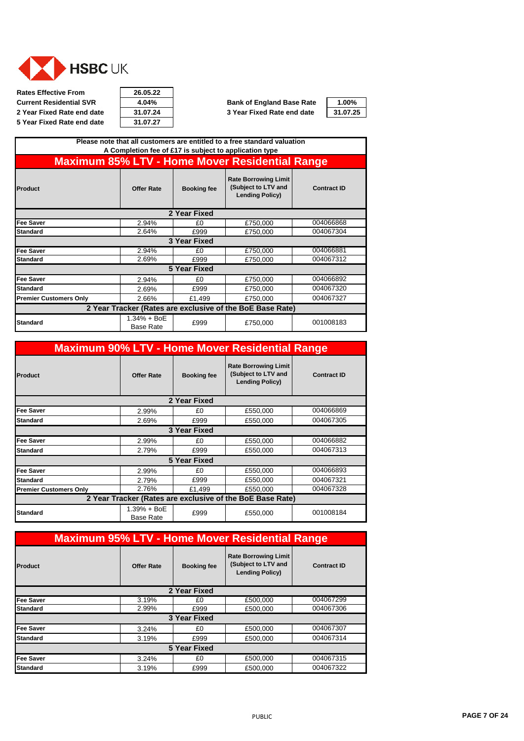HSBC UK

| | | | | |
|---|---|---|---|---|
| Rates Effective From | 26.05.22 | | | |
| Current Residential SVR | 4.04% | | Bank of England Base Rate | 1.00% |
| 2 Year Fixed Rate end date | 31.07.24 | | 3 Year Fixed Rate end date | 31.07.25 |
| 5 Year Fixed Rate end date | 31.07.27 | | | |

Please note that all customers are entitled to a free standard valuation
A Completion fee of £17 is subject to application type

## Maximum 85% LTV - Home Mover Residential Range

| Product | Offer Rate | Booking fee | Rate Borrowing Limit (Subject to LTV and Lending Policy) | Contract ID |
|---|---|---|---|---|
| **2 Year Fixed** | | | | |
| Fee Saver | 2.94% | £0 | £750,000 | 004066868 |
| Standard | 2.64% | £999 | £750,000 | 004067304 |
| **3 Year Fixed** | | | | |
| Fee Saver | 2.94% | £0 | £750,000 | 004066881 |
| Standard | 2.69% | £999 | £750,000 | 004067312 |
| **5 Year Fixed** | | | | |
| Fee Saver | 2.94% | £0 | £750,000 | 004066892 |
| Standard | 2.69% | £999 | £750,000 | 004067320 |
| Premier Customers Only | 2.66% | £1,499 | £750,000 | 004067327 |
| **2 Year Tracker (Rates are exclusive of the BoE Base Rate)** | | | | |
| Standard | 1.34% + BoE Base Rate | £999 | £750,000 | 001008183 |

## Maximum 90% LTV - Home Mover Residential Range

| Product | Offer Rate | Booking fee | Rate Borrowing Limit (Subject to LTV and Lending Policy) | Contract ID |
|---|---|---|---|---|
| **2 Year Fixed** | | | | |
| Fee Saver | 2.99% | £0 | £550,000 | 004066869 |
| Standard | 2.69% | £999 | £550,000 | 004067305 |
| **3 Year Fixed** | | | | |
| Fee Saver | 2.99% | £0 | £550,000 | 004066882 |
| Standard | 2.79% | £999 | £550,000 | 004067313 |
| **5 Year Fixed** | | | | |
| Fee Saver | 2.99% | £0 | £550,000 | 004066893 |
| Standard | 2.79% | £999 | £550,000 | 004067321 |
| Premier Customers Only | 2.76% | £1,499 | £550,000 | 004067328 |
| **2 Year Tracker (Rates are exclusive of the BoE Base Rate)** | | | | |
| Standard | 1.39% + BoE Base Rate | £999 | £550,000 | 001008184 |

## Maximum 95% LTV - Home Mover Residential Range

| Product | Offer Rate | Booking fee | Rate Borrowing Limit (Subject to LTV and Lending Policy) | Contract ID |
|---|---|---|---|---|
| **2 Year Fixed** | | | | |
| Fee Saver | 3.19% | £0 | £500,000 | 004067299 |
| Standard | 2.99% | £999 | £500,000 | 004067306 |
| **3 Year Fixed** | | | | |
| Fee Saver | 3.24% | £0 | £500,000 | 004067307 |
| Standard | 3.19% | £999 | £500,000 | 004067314 |
| **5 Year Fixed** | | | | |
| Fee Saver | 3.24% | £0 | £500,000 | 004067315 |
| Standard | 3.19% | £999 | £500,000 | 004067322 |

PUBLIC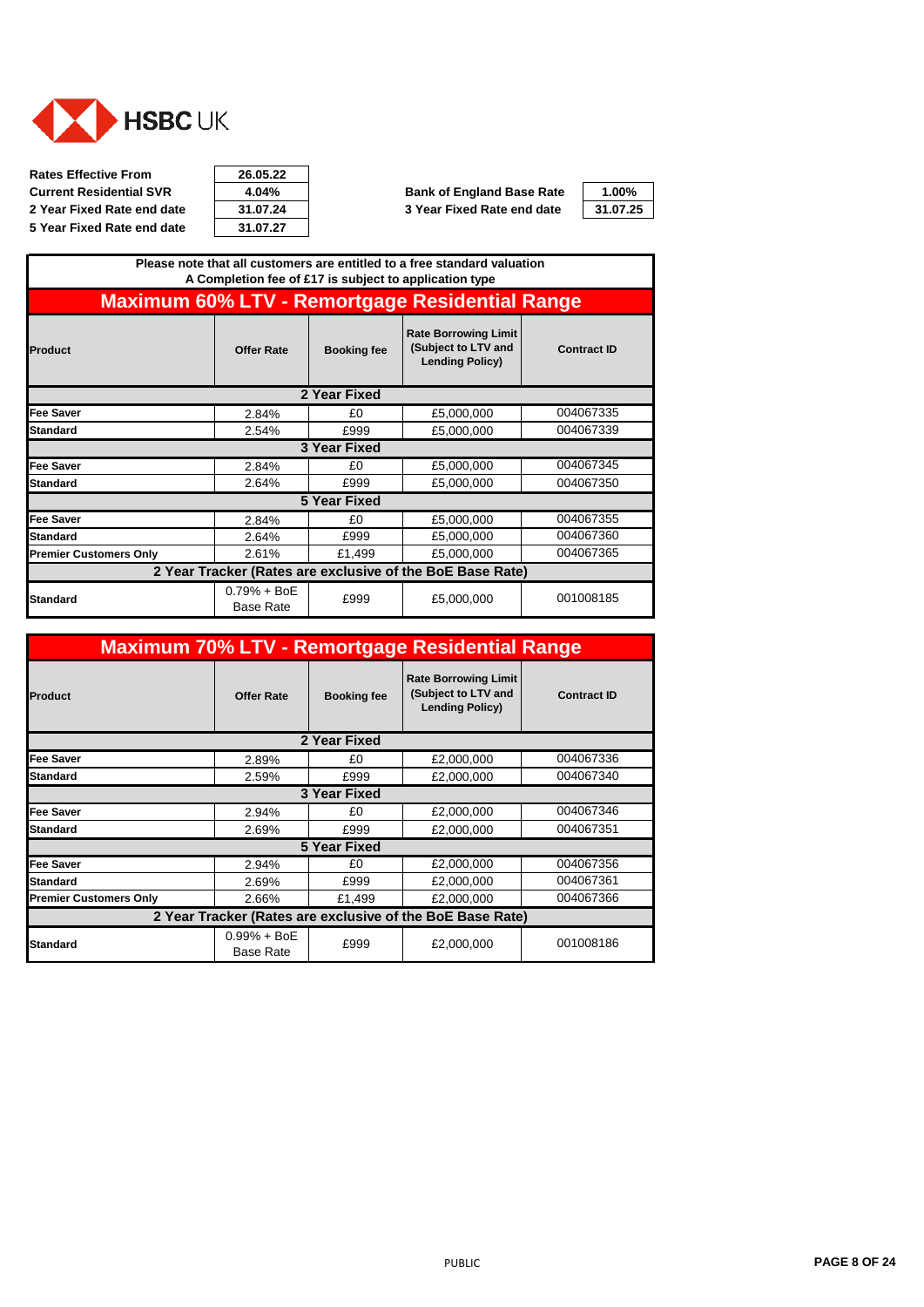HSBC UK

| | | | | |
|---|---|---|---|---|
| **Rates Effective From** | **26.05.22** | | | |
| **Current Residential SVR** | **4.04%** | | **Bank of England Base Rate** | **1.00%** |
| **2 Year Fixed Rate end date** | **31.07.24** | | **3 Year Fixed Rate end date** | **31.07.25** |
| **5 Year Fixed Rate end date** | **31.07.27** | | | |

**Please note that all customers are entitled to a free standard valuation**
**A Completion fee of £17 is subject to application type**

## Maximum 60% LTV - Remortgage Residential Range

| Product | Offer Rate | Booking fee | Rate Borrowing Limit (Subject to LTV and Lending Policy) | Contract ID |
|---|---|---|---|---|
| **2 Year Fixed** | | | | |
| **Fee Saver** | 2.84% | £0 | £5,000,000 | 004067335 |
| **Standard** | 2.54% | £999 | £5,000,000 | 004067339 |
| **3 Year Fixed** | | | | |
| **Fee Saver** | 2.84% | £0 | £5,000,000 | 004067345 |
| **Standard** | 2.64% | £999 | £5,000,000 | 004067350 |
| **5 Year Fixed** | | | | |
| **Fee Saver** | 2.84% | £0 | £5,000,000 | 004067355 |
| **Standard** | 2.64% | £999 | £5,000,000 | 004067360 |
| **Premier Customers Only** | 2.61% | £1,499 | £5,000,000 | 004067365 |
| **2 Year Tracker (Rates are exclusive of the BoE Base Rate)** | | | | |
| **Standard** | 0.79% + BoE Base Rate | £999 | £5,000,000 | 001008185 |

## Maximum 70% LTV - Remortgage Residential Range

| Product | Offer Rate | Booking fee | Rate Borrowing Limit (Subject to LTV and Lending Policy) | Contract ID |
|---|---|---|---|---|
| **2 Year Fixed** | | | | |
| **Fee Saver** | 2.89% | £0 | £2,000,000 | 004067336 |
| **Standard** | 2.59% | £999 | £2,000,000 | 004067340 |
| **3 Year Fixed** | | | | |
| **Fee Saver** | 2.94% | £0 | £2,000,000 | 004067346 |
| **Standard** | 2.69% | £999 | £2,000,000 | 004067351 |
| **5 Year Fixed** | | | | |
| **Fee Saver** | 2.94% | £0 | £2,000,000 | 004067356 |
| **Standard** | 2.69% | £999 | £2,000,000 | 004067361 |
| **Premier Customers Only** | 2.66% | £1,499 | £2,000,000 | 004067366 |
| **2 Year Tracker (Rates are exclusive of the BoE Base Rate)** | | | | |
| **Standard** | 0.99% + BoE Base Rate | £999 | £2,000,000 | 001008186 |

PUBLIC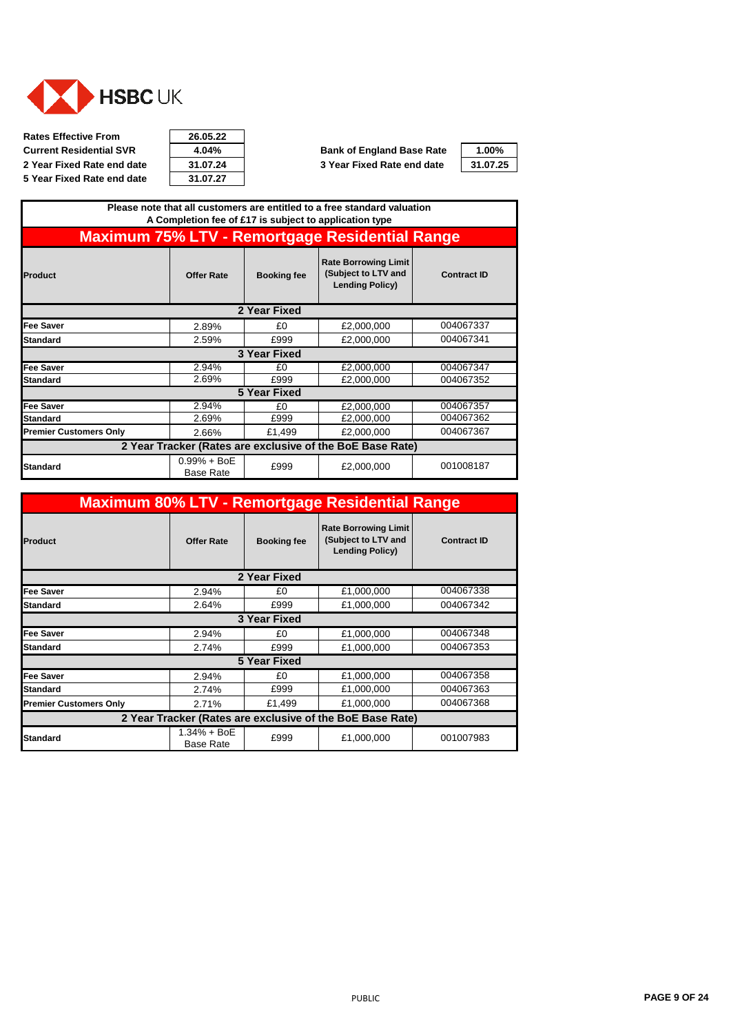HSBC UK

| | | | | |
|---|---|---|---|---|
| **Rates Effective From** | **26.05.22** | | | |
| **Current Residential SVR** | **4.04%** | | **Bank of England Base Rate** | **1.00%** |
| **2 Year Fixed Rate end date** | **31.07.24** | | **3 Year Fixed Rate end date** | **31.07.25** |
| **5 Year Fixed Rate end date** | **31.07.27** | | | |

**Please note that all customers are entitled to a free standard valuation**
**A Completion fee of £17 is subject to application type**

## Maximum 75% LTV - Remortgage Residential Range

| Product | Offer Rate | Booking fee | Rate Borrowing Limit (Subject to LTV and Lending Policy) | Contract ID |
|---|---|---|---|---|
| **2 Year Fixed** | | | | |
| **Fee Saver** | 2.89% | £0 | £2,000,000 | 004067337 |
| **Standard** | 2.59% | £999 | £2,000,000 | 004067341 |
| **3 Year Fixed** | | | | |
| **Fee Saver** | 2.94% | £0 | £2,000,000 | 004067347 |
| **Standard** | 2.69% | £999 | £2,000,000 | 004067352 |
| **5 Year Fixed** | | | | |
| **Fee Saver** | 2.94% | £0 | £2,000,000 | 004067357 |
| **Standard** | 2.69% | £999 | £2,000,000 | 004067362 |
| **Premier Customers Only** | 2.66% | £1,499 | £2,000,000 | 004067367 |
| **2 Year Tracker (Rates are exclusive of the BoE Base Rate)** | | | | |
| **Standard** | 0.99% + BoE Base Rate | £999 | £2,000,000 | 001008187 |

## Maximum 80% LTV - Remortgage Residential Range

| Product | Offer Rate | Booking fee | Rate Borrowing Limit (Subject to LTV and Lending Policy) | Contract ID |
|---|---|---|---|---|
| **2 Year Fixed** | | | | |
| **Fee Saver** | 2.94% | £0 | £1,000,000 | 004067338 |
| **Standard** | 2.64% | £999 | £1,000,000 | 004067342 |
| **3 Year Fixed** | | | | |
| **Fee Saver** | 2.94% | £0 | £1,000,000 | 004067348 |
| **Standard** | 2.74% | £999 | £1,000,000 | 004067353 |
| **5 Year Fixed** | | | | |
| **Fee Saver** | 2.94% | £0 | £1,000,000 | 004067358 |
| **Standard** | 2.74% | £999 | £1,000,000 | 004067363 |
| **Premier Customers Only** | 2.71% | £1,499 | £1,000,000 | 004067368 |
| **2 Year Tracker (Rates are exclusive of the BoE Base Rate)** | | | | |
| **Standard** | 1.34% + BoE Base Rate | £999 | £1,000,000 | 001007983 |

PUBLIC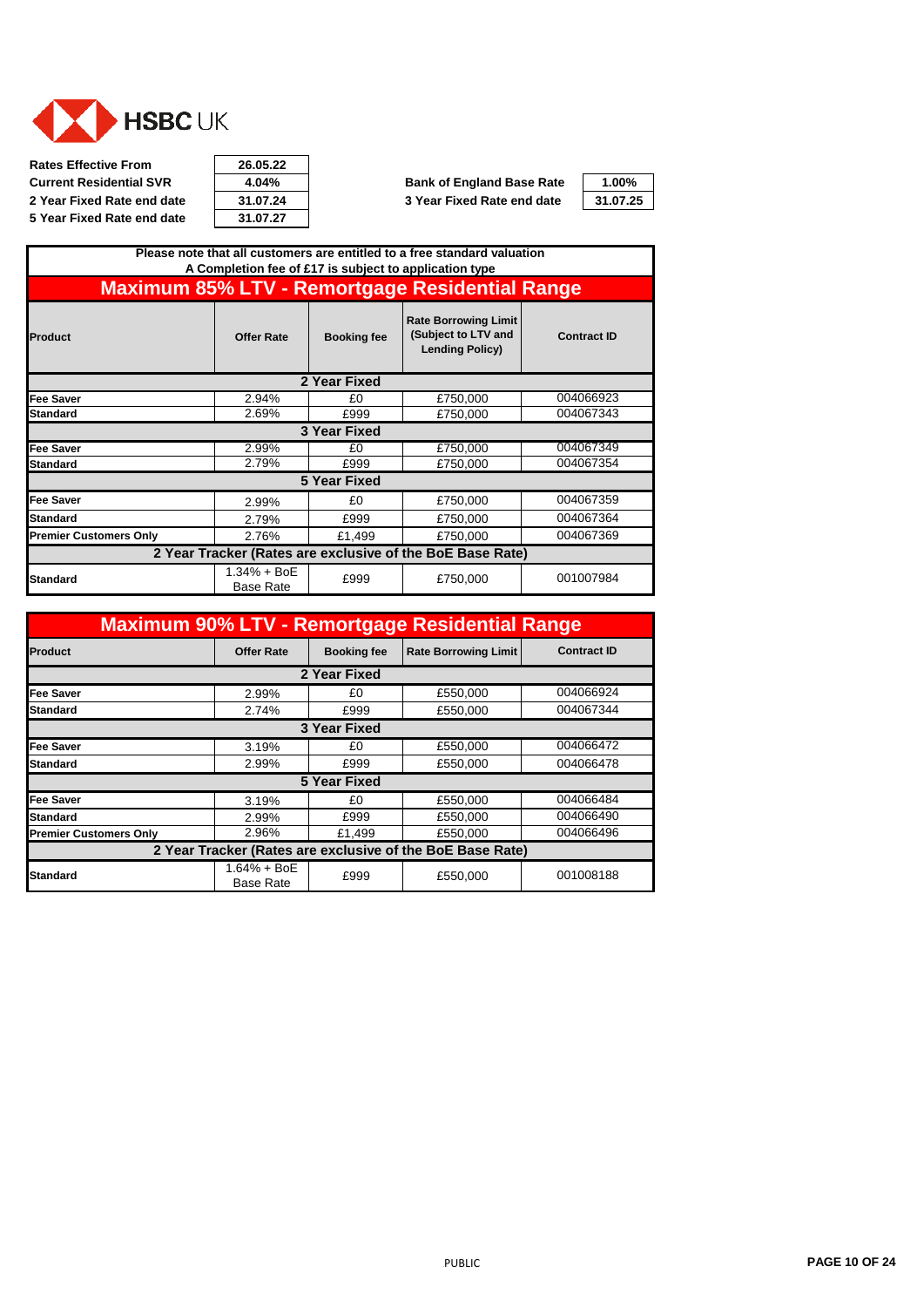HSBC UK

| | |
|---|---|
| **Rates Effective From** | **26.05.22** |
| **Current Residential SVR** | **4.04%** |
| **2 Year Fixed Rate end date** | **31.07.24** |
| **5 Year Fixed Rate end date** | **31.07.27** |

| | |
|---|---|
| **Bank of England Base Rate** | **1.00%** |
| **3 Year Fixed Rate end date** | **31.07.25** |

**Please note that all customers are entitled to a free standard valuation**
**A Completion fee of £17 is subject to application type**

## Maximum 85% LTV - Remortgage Residential Range

| Product | Offer Rate | Booking fee | Rate Borrowing Limit (Subject to LTV and Lending Policy) | Contract ID |
|---|---|---|---|---|
| **2 Year Fixed** | | | | |
| **Fee Saver** | 2.94% | £0 | £750,000 | 004066923 |
| **Standard** | 2.69% | £999 | £750,000 | 004067343 |
| **3 Year Fixed** | | | | |
| **Fee Saver** | 2.99% | £0 | £750,000 | 004067349 |
| **Standard** | 2.79% | £999 | £750,000 | 004067354 |
| **5 Year Fixed** | | | | |
| **Fee Saver** | 2.99% | £0 | £750,000 | 004067359 |
| **Standard** | 2.79% | £999 | £750,000 | 004067364 |
| **Premier Customers Only** | 2.76% | £1,499 | £750,000 | 004067369 |
| **2 Year Tracker (Rates are exclusive of the BoE Base Rate)** | | | | |
| **Standard** | 1.34% + BoE Base Rate | £999 | £750,000 | 001007984 |

## Maximum 90% LTV - Remortgage Residential Range

| Product | Offer Rate | Booking fee | Rate Borrowing Limit | Contract ID |
|---|---|---|---|---|
| **2 Year Fixed** | | | | |
| **Fee Saver** | 2.99% | £0 | £550,000 | 004066924 |
| **Standard** | 2.74% | £999 | £550,000 | 004067344 |
| **3 Year Fixed** | | | | |
| **Fee Saver** | 3.19% | £0 | £550,000 | 004066472 |
| **Standard** | 2.99% | £999 | £550,000 | 004066478 |
| **5 Year Fixed** | | | | |
| **Fee Saver** | 3.19% | £0 | £550,000 | 004066484 |
| **Standard** | 2.99% | £999 | £550,000 | 004066490 |
| **Premier Customers Only** | 2.96% | £1,499 | £550,000 | 004066496 |
| **2 Year Tracker (Rates are exclusive of the BoE Base Rate)** | | | | |
| **Standard** | 1.64% + BoE Base Rate | £999 | £550,000 | 001008188 |

PUBLIC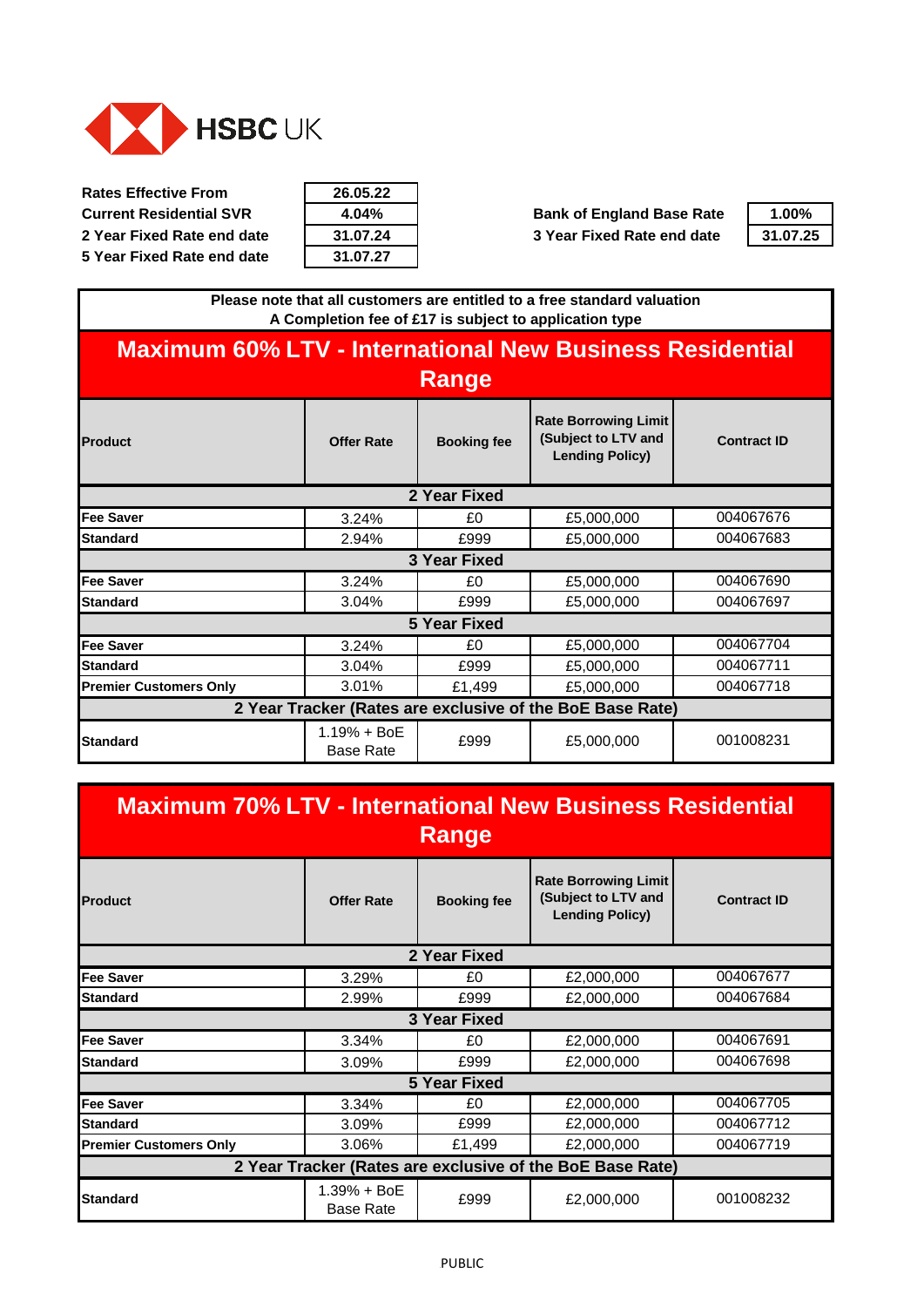HSBC UK

| | |
|---|---|
| **Rates Effective From** | **26.05.22** |
| **Current Residential SVR** | **4.04%** |
| **2 Year Fixed Rate end date** | **31.07.24** |
| **5 Year Fixed Rate end date** | **31.07.27** |

| | |
|---|---|
| **Bank of England Base Rate** | **1.00%** |
| **3 Year Fixed Rate end date** | **31.07.25** |

**Please note that all customers are entitled to a free standard valuation**
**A Completion fee of £17 is subject to application type**

## Maximum 60% LTV - International New Business Residential Range

| Product | Offer Rate | Booking fee | Rate Borrowing Limit (Subject to LTV and Lending Policy) | Contract ID |
|---|---|---|---|---|
| **2 Year Fixed** | | | | |
| **Fee Saver** | 3.24% | £0 | £5,000,000 | 004067676 |
| **Standard** | 2.94% | £999 | £5,000,000 | 004067683 |
| **3 Year Fixed** | | | | |
| **Fee Saver** | 3.24% | £0 | £5,000,000 | 004067690 |
| **Standard** | 3.04% | £999 | £5,000,000 | 004067697 |
| **5 Year Fixed** | | | | |
| **Fee Saver** | 3.24% | £0 | £5,000,000 | 004067704 |
| **Standard** | 3.04% | £999 | £5,000,000 | 004067711 |
| **Premier Customers Only** | 3.01% | £1,499 | £5,000,000 | 004067718 |
| **2 Year Tracker (Rates are exclusive of the BoE Base Rate)** | | | | |
| **Standard** | 1.19% + BoE Base Rate | £999 | £5,000,000 | 001008231 |

## Maximum 70% LTV - International New Business Residential Range

| Product | Offer Rate | Booking fee | Rate Borrowing Limit (Subject to LTV and Lending Policy) | Contract ID |
|---|---|---|---|---|
| **2 Year Fixed** | | | | |
| **Fee Saver** | 3.29% | £0 | £2,000,000 | 004067677 |
| **Standard** | 2.99% | £999 | £2,000,000 | 004067684 |
| **3 Year Fixed** | | | | |
| **Fee Saver** | 3.34% | £0 | £2,000,000 | 004067691 |
| **Standard** | 3.09% | £999 | £2,000,000 | 004067698 |
| **5 Year Fixed** | | | | |
| **Fee Saver** | 3.34% | £0 | £2,000,000 | 004067705 |
| **Standard** | 3.09% | £999 | £2,000,000 | 004067712 |
| **Premier Customers Only** | 3.06% | £1,499 | £2,000,000 | 004067719 |
| **2 Year Tracker (Rates are exclusive of the BoE Base Rate)** | | | | |
| **Standard** | 1.39% + BoE Base Rate | £999 | £2,000,000 | 001008232 |

PUBLIC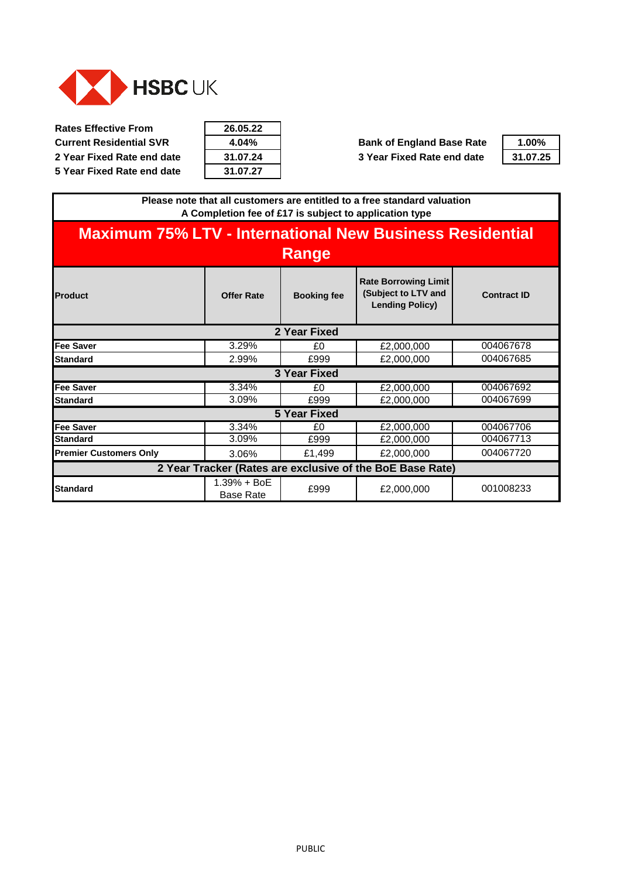HSBC UK

| | |
|---|---|
| **Rates Effective From** | **26.05.22** |
| **Current Residential SVR** | **4.04%** |
| **2 Year Fixed Rate end date** | **31.07.24** |
| **5 Year Fixed Rate end date** | **31.07.27** |

| | |
|---|---|
| **Bank of England Base Rate** | **1.00%** |
| **3 Year Fixed Rate end date** | **31.07.25** |

**Please note that all customers are entitled to a free standard valuation**
**A Completion fee of £17 is subject to application type**

## Maximum 75% LTV - International New Business Residential Range

| Product | Offer Rate | Booking fee | Rate Borrowing Limit (Subject to LTV and Lending Policy) | Contract ID |
|---|---|---|---|---|
| **2 Year Fixed** | | | | |
| **Fee Saver** | 3.29% | £0 | £2,000,000 | 004067678 |
| **Standard** | 2.99% | £999 | £2,000,000 | 004067685 |
| **3 Year Fixed** | | | | |
| **Fee Saver** | 3.34% | £0 | £2,000,000 | 004067692 |
| **Standard** | 3.09% | £999 | £2,000,000 | 004067699 |
| **5 Year Fixed** | | | | |
| **Fee Saver** | 3.34% | £0 | £2,000,000 | 004067706 |
| **Standard** | 3.09% | £999 | £2,000,000 | 004067713 |
| **Premier Customers Only** | 3.06% | £1,499 | £2,000,000 | 004067720 |
| **2 Year Tracker (Rates are exclusive of the BoE Base Rate)** | | | | |
| **Standard** | 1.39% + BoE Base Rate | £999 | £2,000,000 | 001008233 |

PUBLIC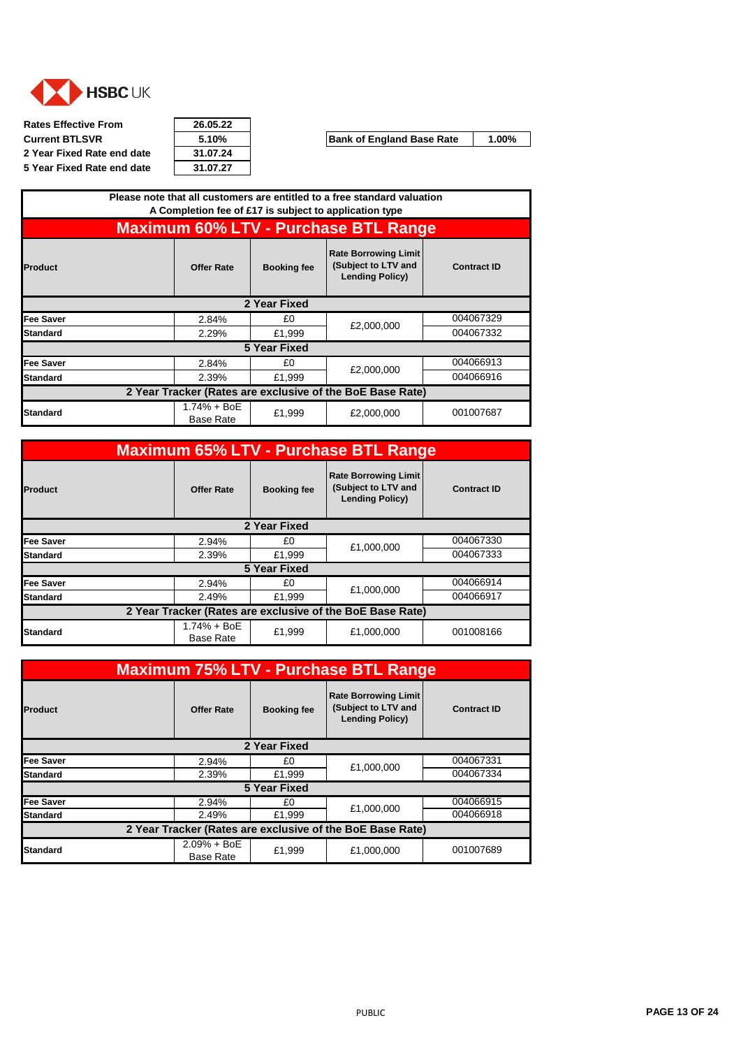HSBC UK

| | |
|---|---|
| **Rates Effective From** | **26.05.22** |
| **Current BTLSVR** | **5.10%** |
| **2 Year Fixed Rate end date** | **31.07.24** |
| **5 Year Fixed Rate end date** | **31.07.27** |

| | |
|---|---|
| **Bank of England Base Rate** | **1.00%** |

**Please note that all customers are entitled to a free standard valuation**
**A Completion fee of £17 is subject to application type**

## Maximum 60% LTV - Purchase BTL Range

| Product | Offer Rate | Booking fee | Rate Borrowing Limit (Subject to LTV and Lending Policy) | Contract ID |
|---|---|---|---|---|
| **2 Year Fixed** | | | | |
| Fee Saver | 2.84% | £0 | £2,000,000 | 004067329 |
| Standard | 2.29% | £1,999 | | 004067332 |
| **5 Year Fixed** | | | | |
| Fee Saver | 2.84% | £0 | £2,000,000 | 004066913 |
| Standard | 2.39% | £1,999 | | 004066916 |
| **2 Year Tracker (Rates are exclusive of the BoE Base Rate)** | | | | |
| Standard | 1.74% + BoE Base Rate | £1,999 | £2,000,000 | 001007687 |

## Maximum 65% LTV - Purchase BTL Range

| Product | Offer Rate | Booking fee | Rate Borrowing Limit (Subject to LTV and Lending Policy) | Contract ID |
|---|---|---|---|---|
| **2 Year Fixed** | | | | |
| Fee Saver | 2.94% | £0 | £1,000,000 | 004067330 |
| Standard | 2.39% | £1,999 | | 004067333 |
| **5 Year Fixed** | | | | |
| Fee Saver | 2.94% | £0 | £1,000,000 | 004066914 |
| Standard | 2.49% | £1,999 | | 004066917 |
| **2 Year Tracker (Rates are exclusive of the BoE Base Rate)** | | | | |
| Standard | 1.74% + BoE Base Rate | £1,999 | £1,000,000 | 001008166 |

## Maximum 75% LTV - Purchase BTL Range

| Product | Offer Rate | Booking fee | Rate Borrowing Limit (Subject to LTV and Lending Policy) | Contract ID |
|---|---|---|---|---|
| **2 Year Fixed** | | | | |
| Fee Saver | 2.94% | £0 | £1,000,000 | 004067331 |
| Standard | 2.39% | £1,999 | | 004067334 |
| **5 Year Fixed** | | | | |
| Fee Saver | 2.94% | £0 | £1,000,000 | 004066915 |
| Standard | 2.49% | £1,999 | | 004066918 |
| **2 Year Tracker (Rates are exclusive of the BoE Base Rate)** | | | | |
| Standard | 2.09% + BoE Base Rate | £1,999 | £1,000,000 | 001007689 |

PUBLIC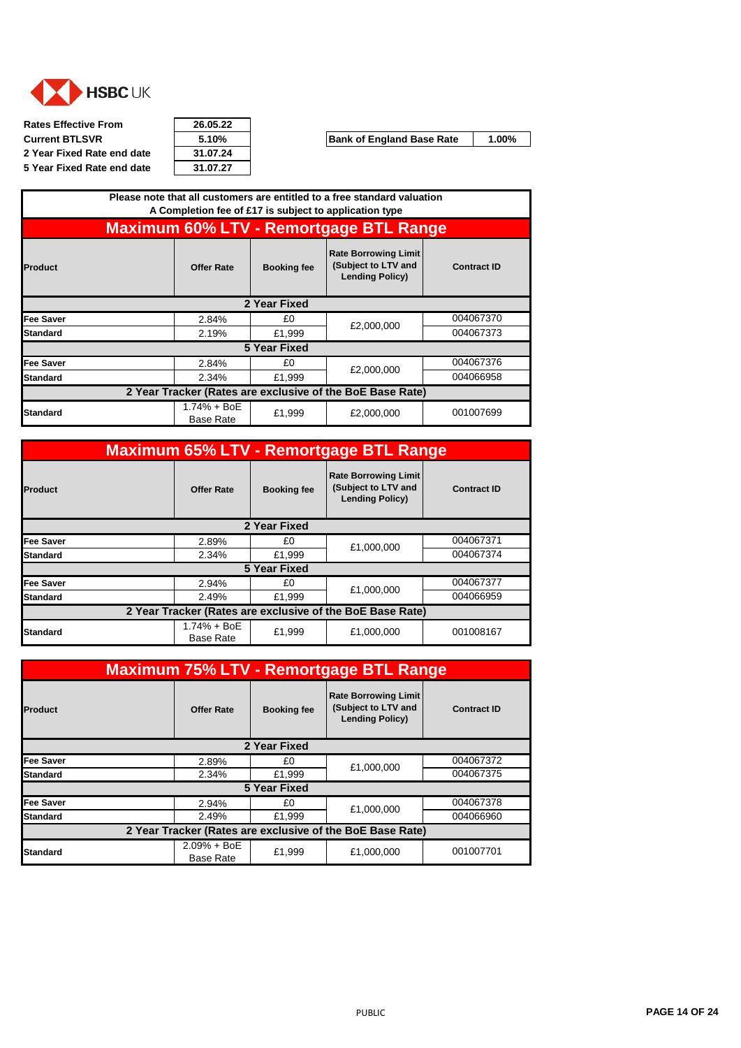HSBC UK

| Rates Effective From | 26.05.22 |
|---|---|
| Current BTLSVR | 5.10% |
| 2 Year Fixed Rate end date | 31.07.24 |
| 5 Year Fixed Rate end date | 31.07.27 |

| Bank of England Base Rate | 1.00% |
|---|---|

Please note that all customers are entitled to a free standard valuation
A Completion fee of £17 is subject to application type

## Maximum 60% LTV - Remortgage BTL Range

| Product | Offer Rate | Booking fee | Rate Borrowing Limit (Subject to LTV and Lending Policy) | Contract ID |
|---|---|---|---|---|
| **2 Year Fixed** | | | | |
| Fee Saver | 2.84% | £0 | £2,000,000 | 004067370 |
| Standard | 2.19% | £1,999 | | 004067373 |
| **5 Year Fixed** | | | | |
| Fee Saver | 2.84% | £0 | £2,000,000 | 004067376 |
| Standard | 2.34% | £1,999 | | 004066958 |
| **2 Year Tracker (Rates are exclusive of the BoE Base Rate)** | | | | |
| Standard | 1.74% + BoE Base Rate | £1,999 | £2,000,000 | 001007699 |

## Maximum 65% LTV - Remortgage BTL Range

| Product | Offer Rate | Booking fee | Rate Borrowing Limit (Subject to LTV and Lending Policy) | Contract ID |
|---|---|---|---|---|
| **2 Year Fixed** | | | | |
| Fee Saver | 2.89% | £0 | £1,000,000 | 004067371 |
| Standard | 2.34% | £1,999 | | 004067374 |
| **5 Year Fixed** | | | | |
| Fee Saver | 2.94% | £0 | £1,000,000 | 004067377 |
| Standard | 2.49% | £1,999 | | 004066959 |
| **2 Year Tracker (Rates are exclusive of the BoE Base Rate)** | | | | |
| Standard | 1.74% + BoE Base Rate | £1,999 | £1,000,000 | 001008167 |

## Maximum 75% LTV - Remortgage BTL Range

| Product | Offer Rate | Booking fee | Rate Borrowing Limit (Subject to LTV and Lending Policy) | Contract ID |
|---|---|---|---|---|
| **2 Year Fixed** | | | | |
| Fee Saver | 2.89% | £0 | £1,000,000 | 004067372 |
| Standard | 2.34% | £1,999 | | 004067375 |
| **5 Year Fixed** | | | | |
| Fee Saver | 2.94% | £0 | £1,000,000 | 004067378 |
| Standard | 2.49% | £1,999 | | 004066960 |
| **2 Year Tracker (Rates are exclusive of the BoE Base Rate)** | | | | |
| Standard | 2.09% + BoE Base Rate | £1,999 | £1,000,000 | 001007701 |

PUBLIC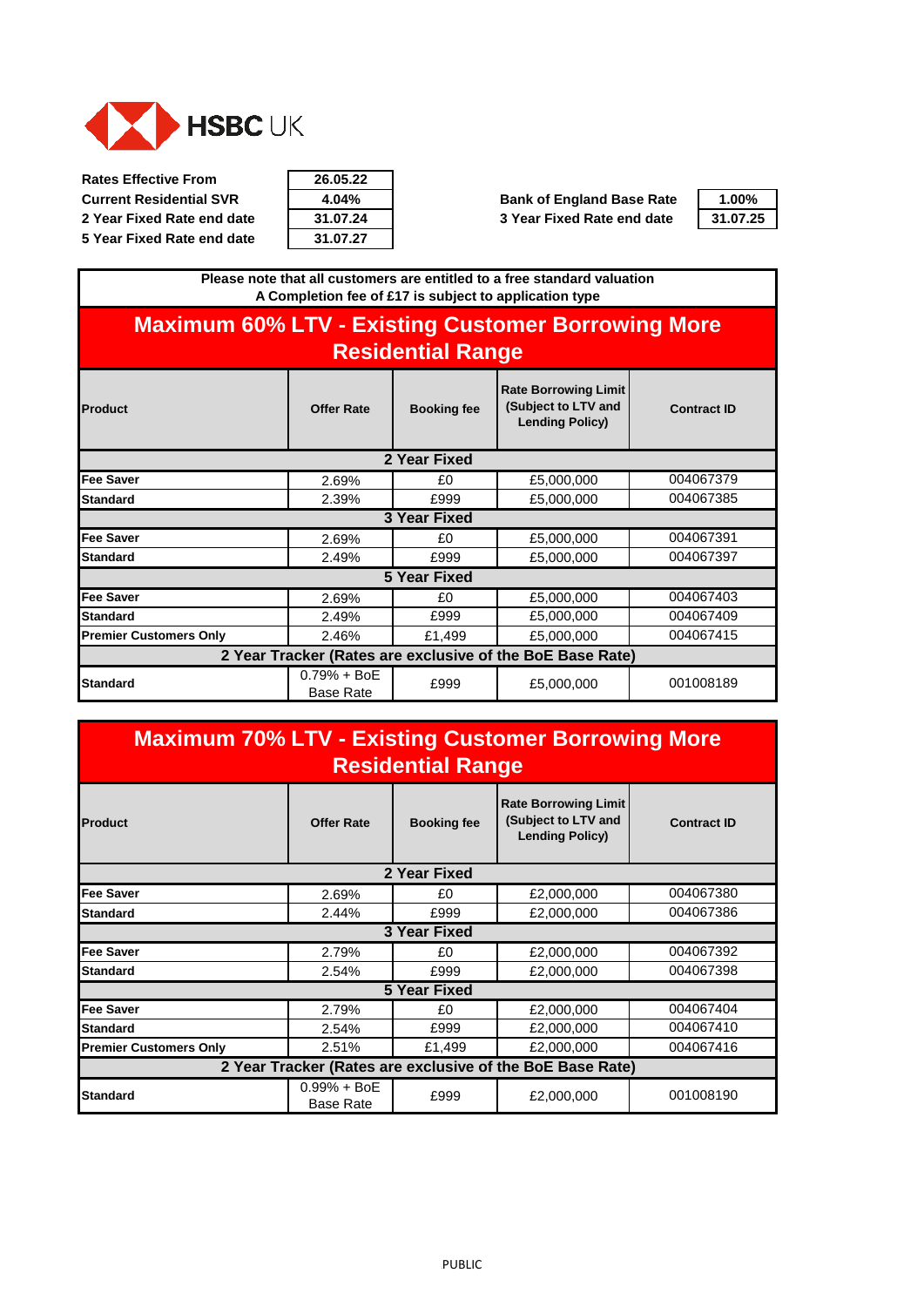HSBC UK

| Rates Effective From | 26.05.22 | | |
|---|---|---|---|
| Current Residential SVR | 4.04% | Bank of England Base Rate | 1.00% |
| 2 Year Fixed Rate end date | 31.07.24 | 3 Year Fixed Rate end date | 31.07.25 |
| 5 Year Fixed Rate end date | 31.07.27 | | |

**Please note that all customers are entitled to a free standard valuation**
**A Completion fee of £17 is subject to application type**

## Maximum 60% LTV - Existing Customer Borrowing More Residential Range

| Product | Offer Rate | Booking fee | Rate Borrowing Limit (Subject to LTV and Lending Policy) | Contract ID |
|---|---|---|---|---|
| **2 Year Fixed** | | | | |
| Fee Saver | 2.69% | £0 | £5,000,000 | 004067379 |
| Standard | 2.39% | £999 | £5,000,000 | 004067385 |
| **3 Year Fixed** | | | | |
| Fee Saver | 2.69% | £0 | £5,000,000 | 004067391 |
| Standard | 2.49% | £999 | £5,000,000 | 004067397 |
| **5 Year Fixed** | | | | |
| Fee Saver | 2.69% | £0 | £5,000,000 | 004067403 |
| Standard | 2.49% | £999 | £5,000,000 | 004067409 |
| Premier Customers Only | 2.46% | £1,499 | £5,000,000 | 004067415 |
| **2 Year Tracker (Rates are exclusive of the BoE Base Rate)** | | | | |
| Standard | 0.79% + BoE Base Rate | £999 | £5,000,000 | 001008189 |

## Maximum 70% LTV - Existing Customer Borrowing More Residential Range

| Product | Offer Rate | Booking fee | Rate Borrowing Limit (Subject to LTV and Lending Policy) | Contract ID |
|---|---|---|---|---|
| **2 Year Fixed** | | | | |
| Fee Saver | 2.69% | £0 | £2,000,000 | 004067380 |
| Standard | 2.44% | £999 | £2,000,000 | 004067386 |
| **3 Year Fixed** | | | | |
| Fee Saver | 2.79% | £0 | £2,000,000 | 004067392 |
| Standard | 2.54% | £999 | £2,000,000 | 004067398 |
| **5 Year Fixed** | | | | |
| Fee Saver | 2.79% | £0 | £2,000,000 | 004067404 |
| Standard | 2.54% | £999 | £2,000,000 | 004067410 |
| Premier Customers Only | 2.51% | £1,499 | £2,000,000 | 004067416 |
| **2 Year Tracker (Rates are exclusive of the BoE Base Rate)** | | | | |
| Standard | 0.99% + BoE Base Rate | £999 | £2,000,000 | 001008190 |

PUBLIC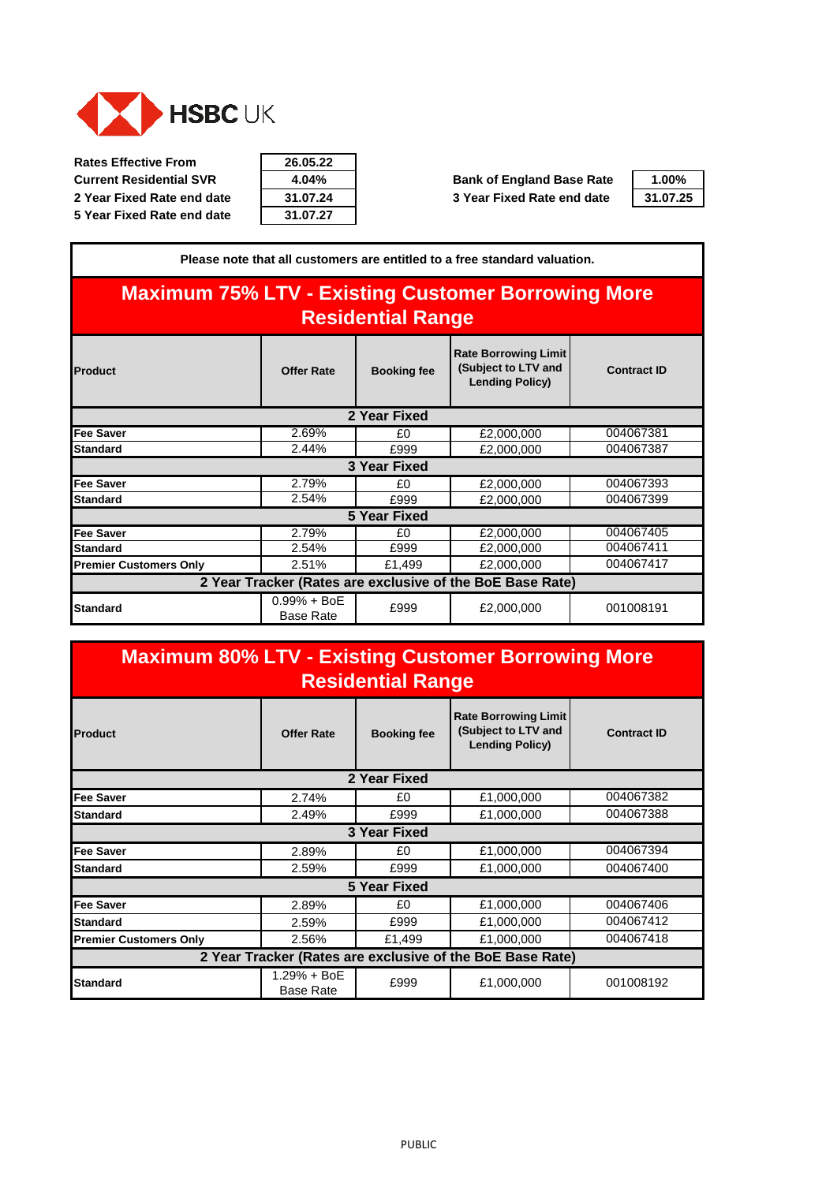HSBC UK

| | |
|---|---|
| **Rates Effective From** | **26.05.22** |
| **Current Residential SVR** | **4.04%** |
| **2 Year Fixed Rate end date** | **31.07.24** |
| **5 Year Fixed Rate end date** | **31.07.27** |

| | |
|---|---|
| **Bank of England Base Rate** | **1.00%** |
| **3 Year Fixed Rate end date** | **31.07.25** |

**Please note that all customers are entitled to a free standard valuation.**

## Maximum 75% LTV - Existing Customer Borrowing More Residential Range

| Product | Offer Rate | Booking fee | Rate Borrowing Limit (Subject to LTV and Lending Policy) | Contract ID |
|---|---|---|---|---|
| **2 Year Fixed** | | | | |
| **Fee Saver** | 2.69% | £0 | £2,000,000 | 004067381 |
| **Standard** | 2.44% | £999 | £2,000,000 | 004067387 |
| **3 Year Fixed** | | | | |
| **Fee Saver** | 2.79% | £0 | £2,000,000 | 004067393 |
| **Standard** | 2.54% | £999 | £2,000,000 | 004067399 |
| **5 Year Fixed** | | | | |
| **Fee Saver** | 2.79% | £0 | £2,000,000 | 004067405 |
| **Standard** | 2.54% | £999 | £2,000,000 | 004067411 |
| **Premier Customers Only** | 2.51% | £1,499 | £2,000,000 | 004067417 |
| **2 Year Tracker (Rates are exclusive of the BoE Base Rate)** | | | | |
| **Standard** | 0.99% + BoE Base Rate | £999 | £2,000,000 | 001008191 |

## Maximum 80% LTV - Existing Customer Borrowing More Residential Range

| Product | Offer Rate | Booking fee | Rate Borrowing Limit (Subject to LTV and Lending Policy) | Contract ID |
|---|---|---|---|---|
| **2 Year Fixed** | | | | |
| **Fee Saver** | 2.74% | £0 | £1,000,000 | 004067382 |
| **Standard** | 2.49% | £999 | £1,000,000 | 004067388 |
| **3 Year Fixed** | | | | |
| **Fee Saver** | 2.89% | £0 | £1,000,000 | 004067394 |
| **Standard** | 2.59% | £999 | £1,000,000 | 004067400 |
| **5 Year Fixed** | | | | |
| **Fee Saver** | 2.89% | £0 | £1,000,000 | 004067406 |
| **Standard** | 2.59% | £999 | £1,000,000 | 004067412 |
| **Premier Customers Only** | 2.56% | £1,499 | £1,000,000 | 004067418 |
| **2 Year Tracker (Rates are exclusive of the BoE Base Rate)** | | | | |
| **Standard** | 1.29% + BoE Base Rate | £999 | £1,000,000 | 001008192 |

PUBLIC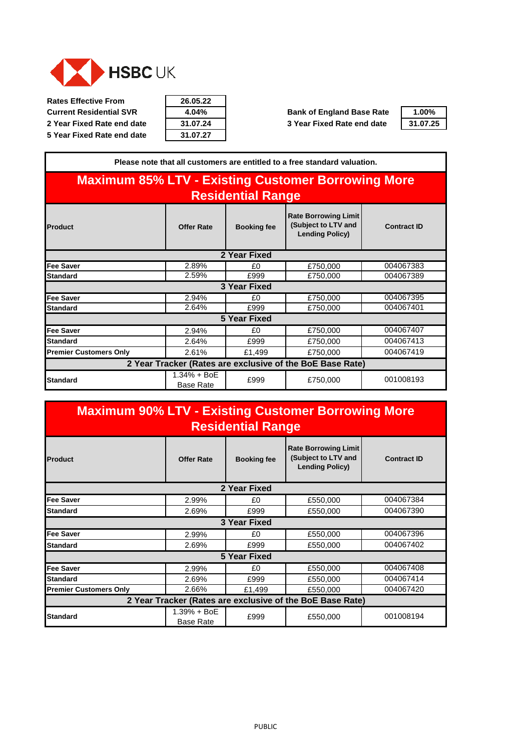HSBC UK

| | |
|---|---|
| **Rates Effective From** | **26.05.22** |
| **Current Residential SVR** | **4.04%** |
| **2 Year Fixed Rate end date** | **31.07.24** |
| **5 Year Fixed Rate end date** | **31.07.27** |

| | |
|---|---|
| **Bank of England Base Rate** | **1.00%** |
| **3 Year Fixed Rate end date** | **31.07.25** |

**Please note that all customers are entitled to a free standard valuation.**

## Maximum 85% LTV - Existing Customer Borrowing More Residential Range

| Product | Offer Rate | Booking fee | Rate Borrowing Limit (Subject to LTV and Lending Policy) | Contract ID |
|---|---|---|---|---|
| **2 Year Fixed** | | | | |
| **Fee Saver** | 2.89% | £0 | £750,000 | 004067383 |
| **Standard** | 2.59% | £999 | £750,000 | 004067389 |
| **3 Year Fixed** | | | | |
| **Fee Saver** | 2.94% | £0 | £750,000 | 004067395 |
| **Standard** | 2.64% | £999 | £750,000 | 004067401 |
| **5 Year Fixed** | | | | |
| **Fee Saver** | 2.94% | £0 | £750,000 | 004067407 |
| **Standard** | 2.64% | £999 | £750,000 | 004067413 |
| **Premier Customers Only** | 2.61% | £1,499 | £750,000 | 004067419 |
| **2 Year Tracker (Rates are exclusive of the BoE Base Rate)** | | | | |
| **Standard** | 1.34% + BoE Base Rate | £999 | £750,000 | 001008193 |

## Maximum 90% LTV - Existing Customer Borrowing More Residential Range

| Product | Offer Rate | Booking fee | Rate Borrowing Limit (Subject to LTV and Lending Policy) | Contract ID |
|---|---|---|---|---|
| **2 Year Fixed** | | | | |
| **Fee Saver** | 2.99% | £0 | £550,000 | 004067384 |
| **Standard** | 2.69% | £999 | £550,000 | 004067390 |
| **3 Year Fixed** | | | | |
| **Fee Saver** | 2.99% | £0 | £550,000 | 004067396 |
| **Standard** | 2.69% | £999 | £550,000 | 004067402 |
| **5 Year Fixed** | | | | |
| **Fee Saver** | 2.99% | £0 | £550,000 | 004067408 |
| **Standard** | 2.69% | £999 | £550,000 | 004067414 |
| **Premier Customers Only** | 2.66% | £1,499 | £550,000 | 004067420 |
| **2 Year Tracker (Rates are exclusive of the BoE Base Rate)** | | | | |
| **Standard** | 1.39% + BoE Base Rate | £999 | £550,000 | 001008194 |

PUBLIC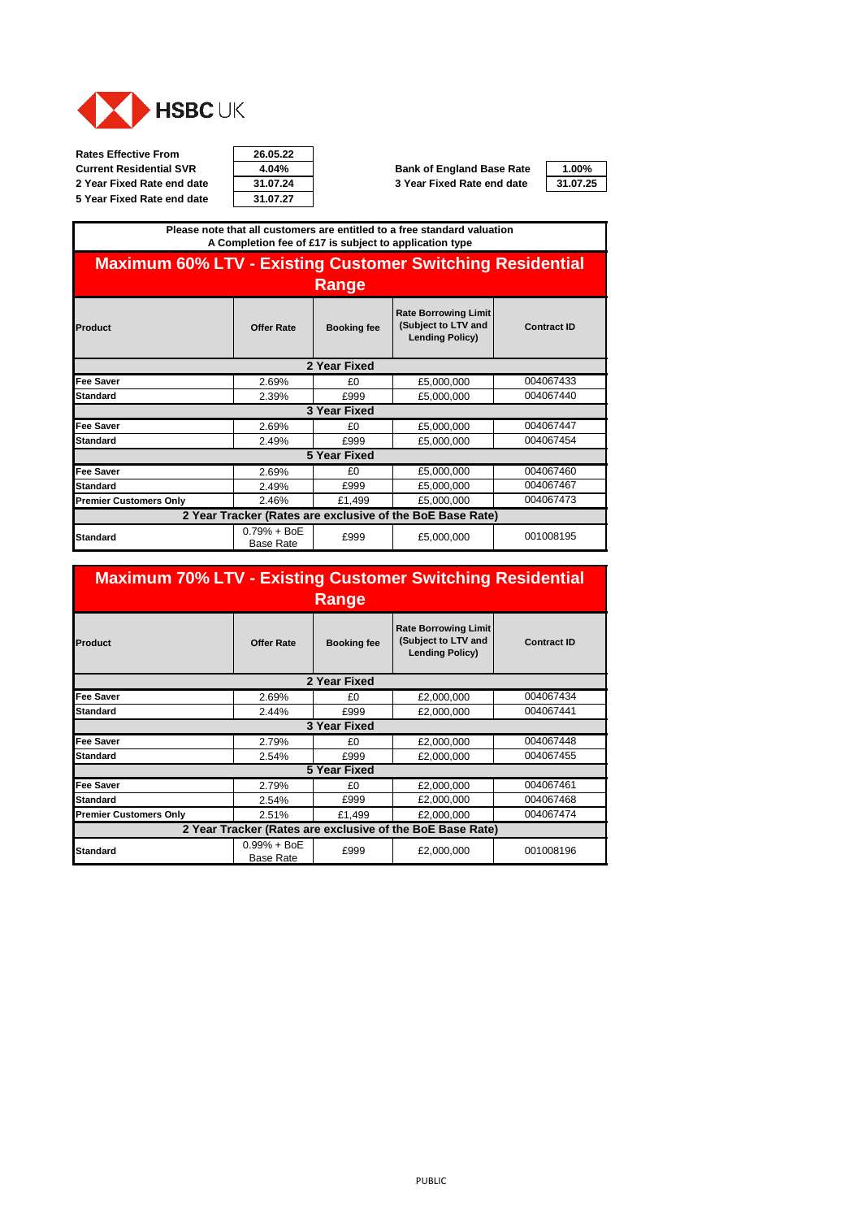HSBC UK

| | | | |
|---|---|---|---|
| **Rates Effective From** | **26.05.22** | | |
| **Current Residential SVR** | **4.04%** | **Bank of England Base Rate** | **1.00%** |
| **2 Year Fixed Rate end date** | **31.07.24** | **3 Year Fixed Rate end date** | **31.07.25** |
| **5 Year Fixed Rate end date** | **31.07.27** | | |

**Please note that all customers are entitled to a free standard valuation**
**A Completion fee of £17 is subject to application type**

## Maximum 60% LTV - Existing Customer Switching Residential Range

| Product | Offer Rate | Booking fee | Rate Borrowing Limit (Subject to LTV and Lending Policy) | Contract ID |
|---|---|---|---|---|
| **2 Year Fixed** | | | | |
| Fee Saver | 2.69% | £0 | £5,000,000 | 004067433 |
| Standard | 2.39% | £999 | £5,000,000 | 004067440 |
| **3 Year Fixed** | | | | |
| Fee Saver | 2.69% | £0 | £5,000,000 | 004067447 |
| Standard | 2.49% | £999 | £5,000,000 | 004067454 |
| **5 Year Fixed** | | | | |
| Fee Saver | 2.69% | £0 | £5,000,000 | 004067460 |
| Standard | 2.49% | £999 | £5,000,000 | 004067467 |
| Premier Customers Only | 2.46% | £1,499 | £5,000,000 | 004067473 |
| **2 Year Tracker (Rates are exclusive of the BoE Base Rate)** | | | | |
| Standard | 0.79% + BoE Base Rate | £999 | £5,000,000 | 001008195 |

## Maximum 70% LTV - Existing Customer Switching Residential Range

| Product | Offer Rate | Booking fee | Rate Borrowing Limit (Subject to LTV and Lending Policy) | Contract ID |
|---|---|---|---|---|
| **2 Year Fixed** | | | | |
| Fee Saver | 2.69% | £0 | £2,000,000 | 004067434 |
| Standard | 2.44% | £999 | £2,000,000 | 004067441 |
| **3 Year Fixed** | | | | |
| Fee Saver | 2.79% | £0 | £2,000,000 | 004067448 |
| Standard | 2.54% | £999 | £2,000,000 | 004067455 |
| **5 Year Fixed** | | | | |
| Fee Saver | 2.79% | £0 | £2,000,000 | 004067461 |
| Standard | 2.54% | £999 | £2,000,000 | 004067468 |
| Premier Customers Only | 2.51% | £1,499 | £2,000,000 | 004067474 |
| **2 Year Tracker (Rates are exclusive of the BoE Base Rate)** | | | | |
| Standard | 0.99% + BoE Base Rate | £999 | £2,000,000 | 001008196 |

PUBLIC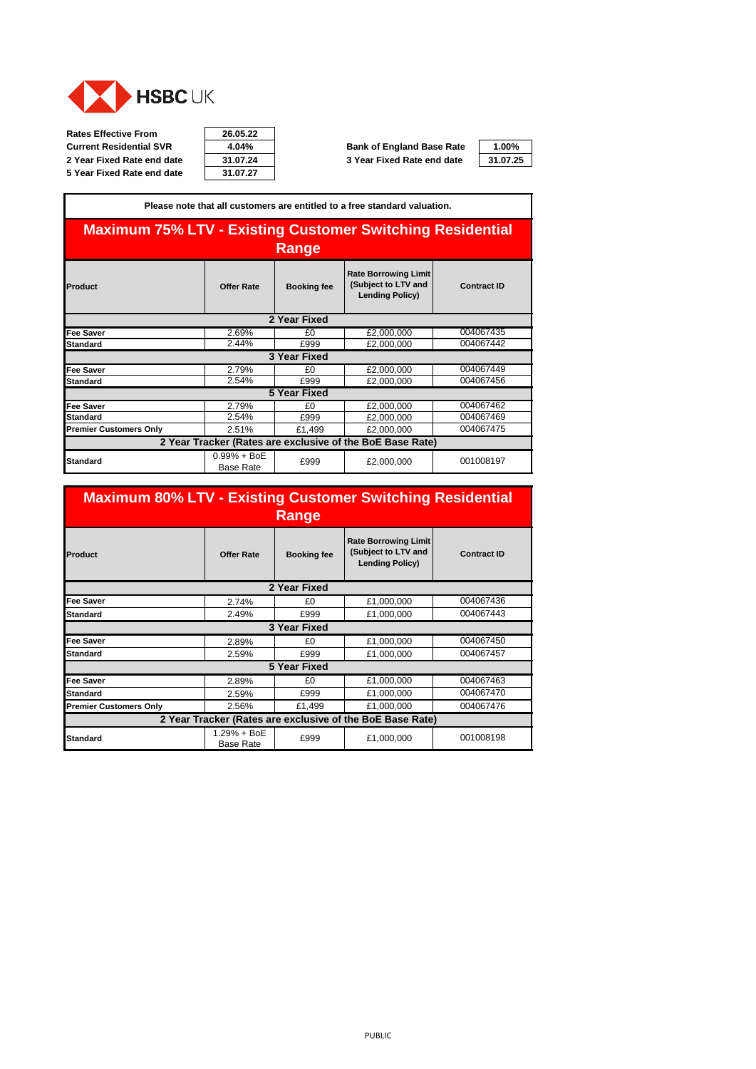HSBC UK

| Rates Effective From | 26.05.22 |
|---|---|
| Current Residential SVR | 4.04% |
| 2 Year Fixed Rate end date | 31.07.24 |
| 5 Year Fixed Rate end date | 31.07.27 |

| Bank of England Base Rate | 1.00% |
|---|---|
| 3 Year Fixed Rate end date | 31.07.25 |

**Please note that all customers are entitled to a free standard valuation.**

## Maximum 75% LTV - Existing Customer Switching Residential Range

| Product | Offer Rate | Booking fee | Rate Borrowing Limit (Subject to LTV and Lending Policy) | Contract ID |
|---|---|---|---|---|
| **2 Year Fixed** | | | | |
| Fee Saver | 2.69% | £0 | £2,000,000 | 004067435 |
| Standard | 2.44% | £999 | £2,000,000 | 004067442 |
| **3 Year Fixed** | | | | |
| Fee Saver | 2.79% | £0 | £2,000,000 | 004067449 |
| Standard | 2.54% | £999 | £2,000,000 | 004067456 |
| **5 Year Fixed** | | | | |
| Fee Saver | 2.79% | £0 | £2,000,000 | 004067462 |
| Standard | 2.54% | £999 | £2,000,000 | 004067469 |
| Premier Customers Only | 2.51% | £1,499 | £2,000,000 | 004067475 |
| **2 Year Tracker (Rates are exclusive of the BoE Base Rate)** | | | | |
| Standard | 0.99% + BoE Base Rate | £999 | £2,000,000 | 001008197 |

## Maximum 80% LTV - Existing Customer Switching Residential Range

| Product | Offer Rate | Booking fee | Rate Borrowing Limit (Subject to LTV and Lending Policy) | Contract ID |
|---|---|---|---|---|
| **2 Year Fixed** | | | | |
| Fee Saver | 2.74% | £0 | £1,000,000 | 004067436 |
| Standard | 2.49% | £999 | £1,000,000 | 004067443 |
| **3 Year Fixed** | | | | |
| Fee Saver | 2.89% | £0 | £1,000,000 | 004067450 |
| Standard | 2.59% | £999 | £1,000,000 | 004067457 |
| **5 Year Fixed** | | | | |
| Fee Saver | 2.89% | £0 | £1,000,000 | 004067463 |
| Standard | 2.59% | £999 | £1,000,000 | 004067470 |
| Premier Customers Only | 2.56% | £1,499 | £1,000,000 | 004067476 |
| **2 Year Tracker (Rates are exclusive of the BoE Base Rate)** | | | | |
| Standard | 1.29% + BoE Base Rate | £999 | £1,000,000 | 001008198 |

PUBLIC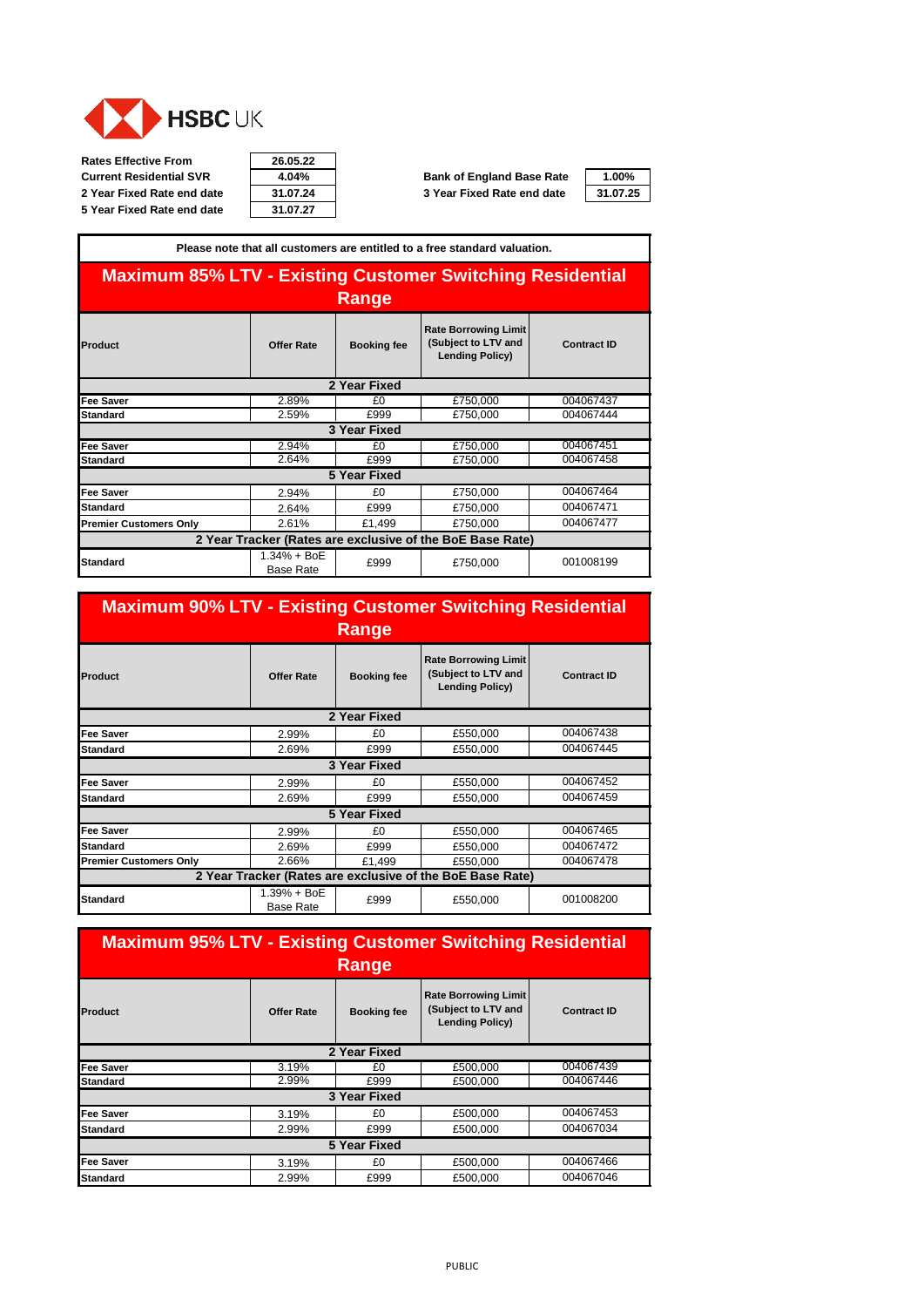HSBC UK

| | | | | |
|---|---|---|---|---|
| Rates Effective From | 26.05.22 | | | |
| Current Residential SVR | 4.04% | | Bank of England Base Rate | 1.00% |
| 2 Year Fixed Rate end date | 31.07.24 | | 3 Year Fixed Rate end date | 31.07.25 |
| 5 Year Fixed Rate end date | 31.07.27 | | | |

**Please note that all customers are entitled to a free standard valuation.**

## Maximum 85% LTV - Existing Customer Switching Residential Range

| Product | Offer Rate | Booking fee | Rate Borrowing Limit (Subject to LTV and Lending Policy) | Contract ID |
|---|---|---|---|---|
| **2 Year Fixed** | | | | |
| Fee Saver | 2.89% | £0 | £750,000 | 004067437 |
| Standard | 2.59% | £999 | £750,000 | 004067444 |
| **3 Year Fixed** | | | | |
| Fee Saver | 2.94% | £0 | £750,000 | 004067451 |
| Standard | 2.64% | £999 | £750,000 | 004067458 |
| **5 Year Fixed** | | | | |
| Fee Saver | 2.94% | £0 | £750,000 | 004067464 |
| Standard | 2.64% | £999 | £750,000 | 004067471 |
| Premier Customers Only | 2.61% | £1,499 | £750,000 | 004067477 |
| **2 Year Tracker (Rates are exclusive of the BoE Base Rate)** | | | | |
| Standard | 1.34% + BoE Base Rate | £999 | £750,000 | 001008199 |

## Maximum 90% LTV - Existing Customer Switching Residential Range

| Product | Offer Rate | Booking fee | Rate Borrowing Limit (Subject to LTV and Lending Policy) | Contract ID |
|---|---|---|---|---|
| **2 Year Fixed** | | | | |
| Fee Saver | 2.99% | £0 | £550,000 | 004067438 |
| Standard | 2.69% | £999 | £550,000 | 004067445 |
| **3 Year Fixed** | | | | |
| Fee Saver | 2.99% | £0 | £550,000 | 004067452 |
| Standard | 2.69% | £999 | £550,000 | 004067459 |
| **5 Year Fixed** | | | | |
| Fee Saver | 2.99% | £0 | £550,000 | 004067465 |
| Standard | 2.69% | £999 | £550,000 | 004067472 |
| Premier Customers Only | 2.66% | £1,499 | £550,000 | 004067478 |
| **2 Year Tracker (Rates are exclusive of the BoE Base Rate)** | | | | |
| Standard | 1.39% + BoE Base Rate | £999 | £550,000 | 001008200 |

## Maximum 95% LTV - Existing Customer Switching Residential Range

| Product | Offer Rate | Booking fee | Rate Borrowing Limit (Subject to LTV and Lending Policy) | Contract ID |
|---|---|---|---|---|
| **2 Year Fixed** | | | | |
| Fee Saver | 3.19% | £0 | £500,000 | 004067439 |
| Standard | 2.99% | £999 | £500,000 | 004067446 |
| **3 Year Fixed** | | | | |
| Fee Saver | 3.19% | £0 | £500,000 | 004067453 |
| Standard | 2.99% | £999 | £500,000 | 004067034 |
| **5 Year Fixed** | | | | |
| Fee Saver | 3.19% | £0 | £500,000 | 004067466 |
| Standard | 2.99% | £999 | £500,000 | 004067046 |

PUBLIC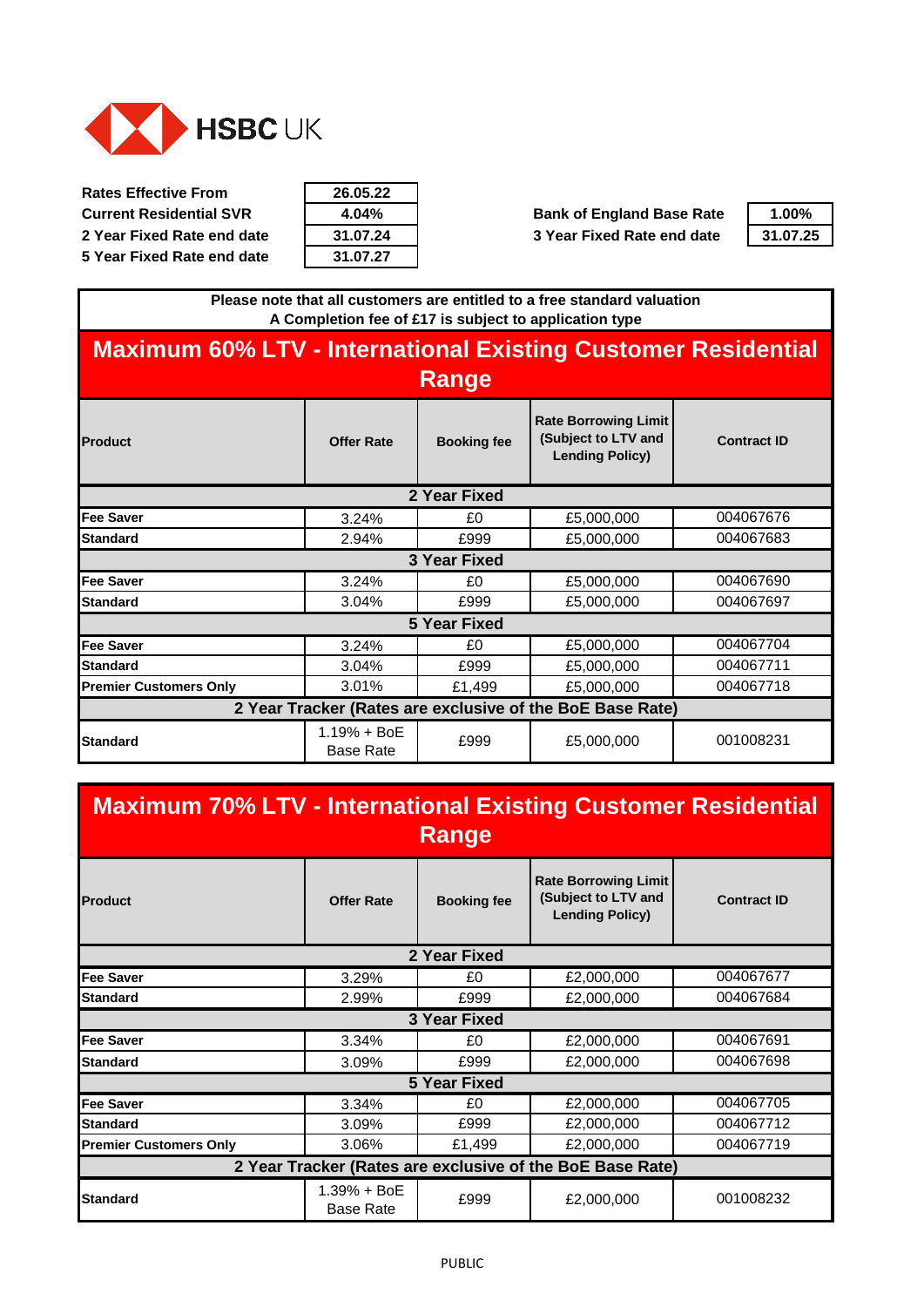HSBC UK

| | |
|---|---|
| Rates Effective From | 26.05.22 |
| Current Residential SVR | 4.04% |
| 2 Year Fixed Rate end date | 31.07.24 |
| 5 Year Fixed Rate end date | 31.07.27 |

| | |
|---|---|
| Bank of England Base Rate | 1.00% |
| 3 Year Fixed Rate end date | 31.07.25 |

**Please note that all customers are entitled to a free standard valuation**
**A Completion fee of £17 is subject to application type**

## Maximum 60% LTV - International Existing Customer Residential Range

| Product | Offer Rate | Booking fee | Rate Borrowing Limit (Subject to LTV and Lending Policy) | Contract ID |
|---|---|---|---|---|
| **2 Year Fixed** | | | | |
| Fee Saver | 3.24% | £0 | £5,000,000 | 004067676 |
| Standard | 2.94% | £999 | £5,000,000 | 004067683 |
| **3 Year Fixed** | | | | |
| Fee Saver | 3.24% | £0 | £5,000,000 | 004067690 |
| Standard | 3.04% | £999 | £5,000,000 | 004067697 |
| **5 Year Fixed** | | | | |
| Fee Saver | 3.24% | £0 | £5,000,000 | 004067704 |
| Standard | 3.04% | £999 | £5,000,000 | 004067711 |
| Premier Customers Only | 3.01% | £1,499 | £5,000,000 | 004067718 |
| **2 Year Tracker (Rates are exclusive of the BoE Base Rate)** | | | | |
| Standard | 1.19% + BoE Base Rate | £999 | £5,000,000 | 001008231 |

## Maximum 70% LTV - International Existing Customer Residential Range

| Product | Offer Rate | Booking fee | Rate Borrowing Limit (Subject to LTV and Lending Policy) | Contract ID |
|---|---|---|---|---|
| **2 Year Fixed** | | | | |
| Fee Saver | 3.29% | £0 | £2,000,000 | 004067677 |
| Standard | 2.99% | £999 | £2,000,000 | 004067684 |
| **3 Year Fixed** | | | | |
| Fee Saver | 3.34% | £0 | £2,000,000 | 004067691 |
| Standard | 3.09% | £999 | £2,000,000 | 004067698 |
| **5 Year Fixed** | | | | |
| Fee Saver | 3.34% | £0 | £2,000,000 | 004067705 |
| Standard | 3.09% | £999 | £2,000,000 | 004067712 |
| Premier Customers Only | 3.06% | £1,499 | £2,000,000 | 004067719 |
| **2 Year Tracker (Rates are exclusive of the BoE Base Rate)** | | | | |
| Standard | 1.39% + BoE Base Rate | £999 | £2,000,000 | 001008232 |

PUBLIC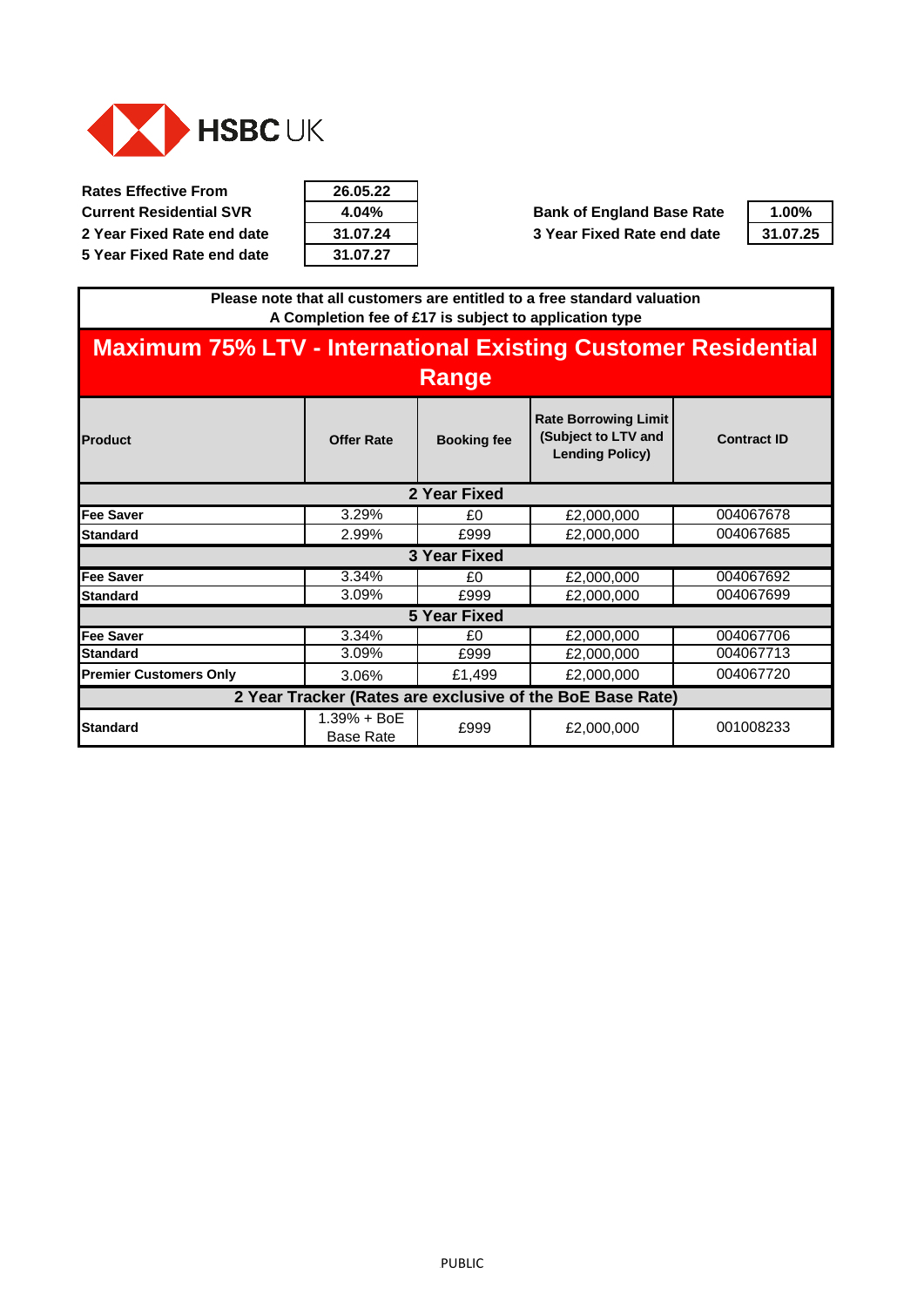HSBC UK

| Rates Effective From | 26.05.22 | | |
|---|---|---|---|
| Current Residential SVR | 4.04% | Bank of England Base Rate | 1.00% |
| 2 Year Fixed Rate end date | 31.07.24 | 3 Year Fixed Rate end date | 31.07.25 |
| 5 Year Fixed Rate end date | 31.07.27 | | |

**Please note that all customers are entitled to a free standard valuation**
**A Completion fee of £17 is subject to application type**

## Maximum 75% LTV - International Existing Customer Residential Range

| Product | Offer Rate | Booking fee | Rate Borrowing Limit (Subject to LTV and Lending Policy) | Contract ID |
|---|---|---|---|---|
| **2 Year Fixed** | | | | |
| Fee Saver | 3.29% | £0 | £2,000,000 | 004067678 |
| Standard | 2.99% | £999 | £2,000,000 | 004067685 |
| **3 Year Fixed** | | | | |
| Fee Saver | 3.34% | £0 | £2,000,000 | 004067692 |
| Standard | 3.09% | £999 | £2,000,000 | 004067699 |
| **5 Year Fixed** | | | | |
| Fee Saver | 3.34% | £0 | £2,000,000 | 004067706 |
| Standard | 3.09% | £999 | £2,000,000 | 004067713 |
| Premier Customers Only | 3.06% | £1,499 | £2,000,000 | 004067720 |
| **2 Year Tracker (Rates are exclusive of the BoE Base Rate)** | | | | |
| Standard | 1.39% + BoE Base Rate | £999 | £2,000,000 | 001008233 |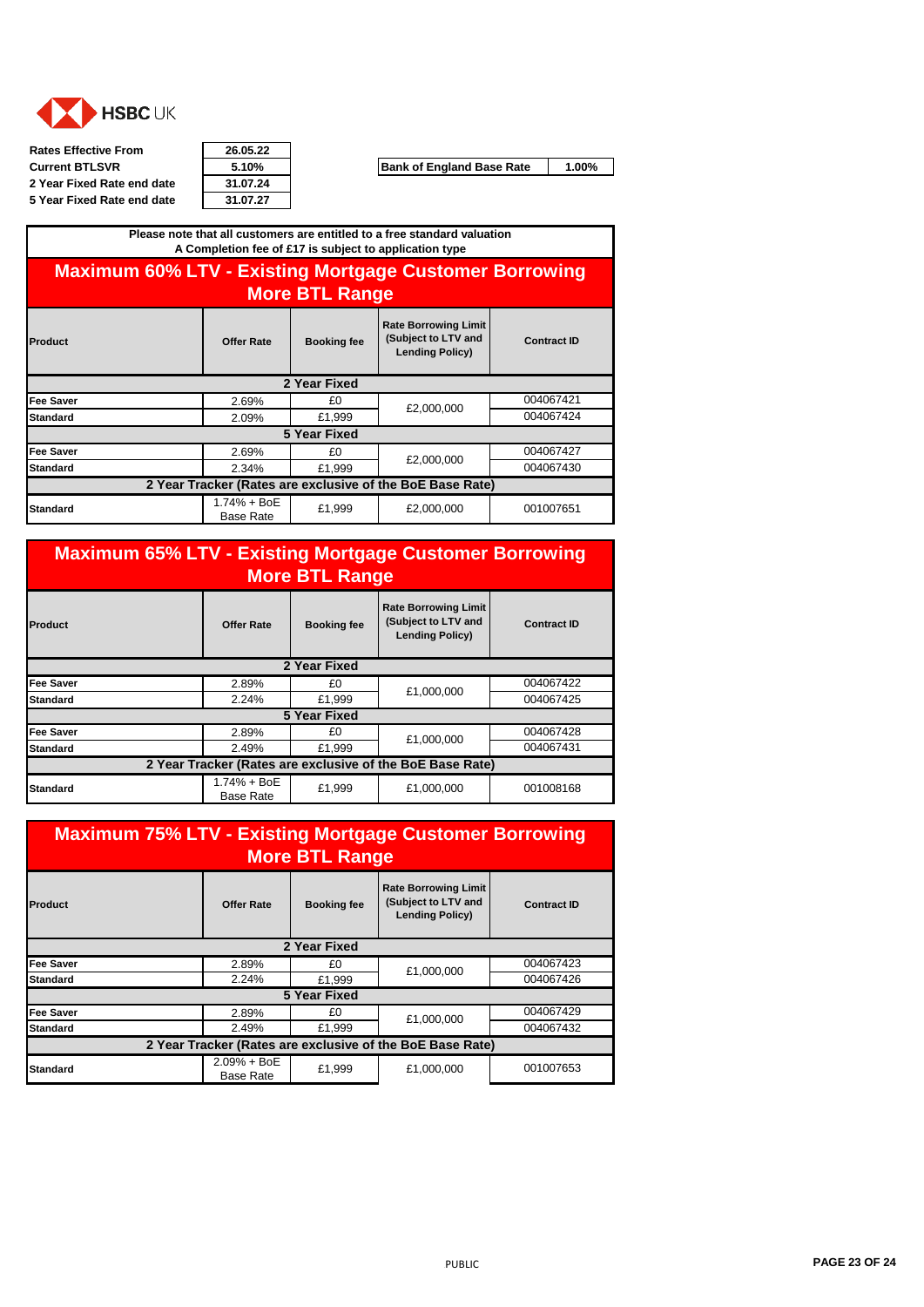HSBC UK

| Rates Effective From | 26.05.22 |
|---|---|
| Current BTLSVR | 5.10% |
| 2 Year Fixed Rate end date | 31.07.24 |
| 5 Year Fixed Rate end date | 31.07.27 |

| Bank of England Base Rate | 1.00% |
|---|---|

**Please note that all customers are entitled to a free standard valuation**
**A Completion fee of £17 is subject to application type**

## Maximum 60% LTV - Existing Mortgage Customer Borrowing More BTL Range

| Product | Offer Rate | Booking fee | Rate Borrowing Limit (Subject to LTV and Lending Policy) | Contract ID |
|---|---|---|---|---|
| **2 Year Fixed** | | | | |
| Fee Saver | 2.69% | £0 | £2,000,000 | 004067421 |
| Standard | 2.09% | £1,999 | | 004067424 |
| **5 Year Fixed** | | | | |
| Fee Saver | 2.69% | £0 | £2,000,000 | 004067427 |
| Standard | 2.34% | £1,999 | | 004067430 |
| **2 Year Tracker (Rates are exclusive of the BoE Base Rate)** | | | | |
| Standard | 1.74% + BoE Base Rate | £1,999 | £2,000,000 | 001007651 |

## Maximum 65% LTV - Existing Mortgage Customer Borrowing More BTL Range

| Product | Offer Rate | Booking fee | Rate Borrowing Limit (Subject to LTV and Lending Policy) | Contract ID |
|---|---|---|---|---|
| **2 Year Fixed** | | | | |
| Fee Saver | 2.89% | £0 | £1,000,000 | 004067422 |
| Standard | 2.24% | £1,999 | | 004067425 |
| **5 Year Fixed** | | | | |
| Fee Saver | 2.89% | £0 | £1,000,000 | 004067428 |
| Standard | 2.49% | £1,999 | | 004067431 |
| **2 Year Tracker (Rates are exclusive of the BoE Base Rate)** | | | | |
| Standard | 1.74% + BoE Base Rate | £1,999 | £1,000,000 | 001008168 |

## Maximum 75% LTV - Existing Mortgage Customer Borrowing More BTL Range

| Product | Offer Rate | Booking fee | Rate Borrowing Limit (Subject to LTV and Lending Policy) | Contract ID |
|---|---|---|---|---|
| **2 Year Fixed** | | | | |
| Fee Saver | 2.89% | £0 | £1,000,000 | 004067423 |
| Standard | 2.24% | £1,999 | | 004067426 |
| **5 Year Fixed** | | | | |
| Fee Saver | 2.89% | £0 | £1,000,000 | 004067429 |
| Standard | 2.49% | £1,999 | | 004067432 |
| **2 Year Tracker (Rates are exclusive of the BoE Base Rate)** | | | | |
| Standard | 2.09% + BoE Base Rate | £1,999 | £1,000,000 | 001007653 |

PUBLIC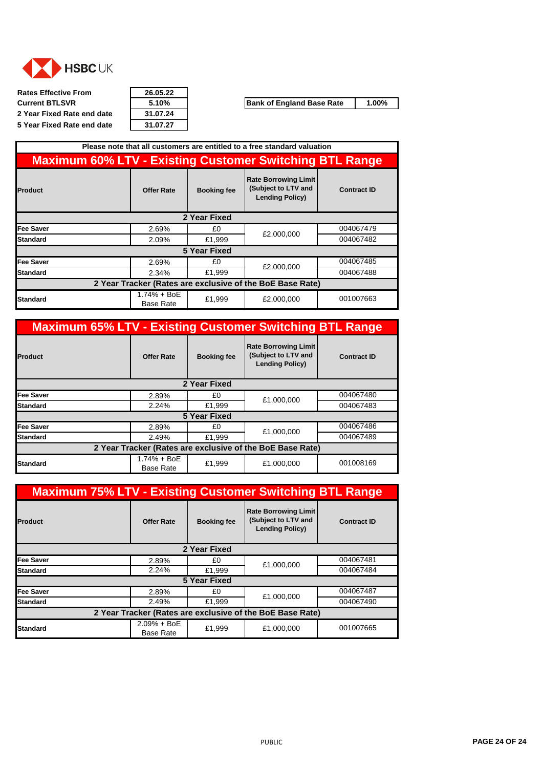HSBC UK

| | |
|---|---|
| **Rates Effective From** | **26.05.22** |
| **Current BTLSVR** | **5.10%** |
| **2 Year Fixed Rate end date** | **31.07.24** |
| **5 Year Fixed Rate end date** | **31.07.27** |

| | |
|---|---|
| **Bank of England Base Rate** | **1.00%** |

**Please note that all customers are entitled to a free standard valuation**

## Maximum 60% LTV - Existing Customer Switching BTL Range

| Product | Offer Rate | Booking fee | Rate Borrowing Limit (Subject to LTV and Lending Policy) | Contract ID |
|---|---|---|---|---|
| **2 Year Fixed** | | | | |
| **Fee Saver** | 2.69% | £0 | £2,000,000 | 004067479 |
| **Standard** | 2.09% | £1,999 | | 004067482 |
| **5 Year Fixed** | | | | |
| **Fee Saver** | 2.69% | £0 | £2,000,000 | 004067485 |
| **Standard** | 2.34% | £1,999 | | 004067488 |
| **2 Year Tracker (Rates are exclusive of the BoE Base Rate)** | | | | |
| **Standard** | 1.74% + BoE Base Rate | £1,999 | £2,000,000 | 001007663 |

## Maximum 65% LTV - Existing Customer Switching BTL Range

| Product | Offer Rate | Booking fee | Rate Borrowing Limit (Subject to LTV and Lending Policy) | Contract ID |
|---|---|---|---|---|
| **2 Year Fixed** | | | | |
| **Fee Saver** | 2.89% | £0 | £1,000,000 | 004067480 |
| **Standard** | 2.24% | £1,999 | | 004067483 |
| **5 Year Fixed** | | | | |
| **Fee Saver** | 2.89% | £0 | £1,000,000 | 004067486 |
| **Standard** | 2.49% | £1,999 | | 004067489 |
| **2 Year Tracker (Rates are exclusive of the BoE Base Rate)** | | | | |
| **Standard** | 1.74% + BoE Base Rate | £1,999 | £1,000,000 | 001008169 |

## Maximum 75% LTV - Existing Customer Switching BTL Range

| Product | Offer Rate | Booking fee | Rate Borrowing Limit (Subject to LTV and Lending Policy) | Contract ID |
|---|---|---|---|---|
| **2 Year Fixed** | | | | |
| **Fee Saver** | 2.89% | £0 | £1,000,000 | 004067481 |
| **Standard** | 2.24% | £1,999 | | 004067484 |
| **5 Year Fixed** | | | | |
| **Fee Saver** | 2.89% | £0 | £1,000,000 | 004067487 |
| **Standard** | 2.49% | £1,999 | | 004067490 |
| **2 Year Tracker (Rates are exclusive of the BoE Base Rate)** | | | | |
| **Standard** | 2.09% + BoE Base Rate | £1,999 | £1,000,000 | 001007665 |

PUBLIC